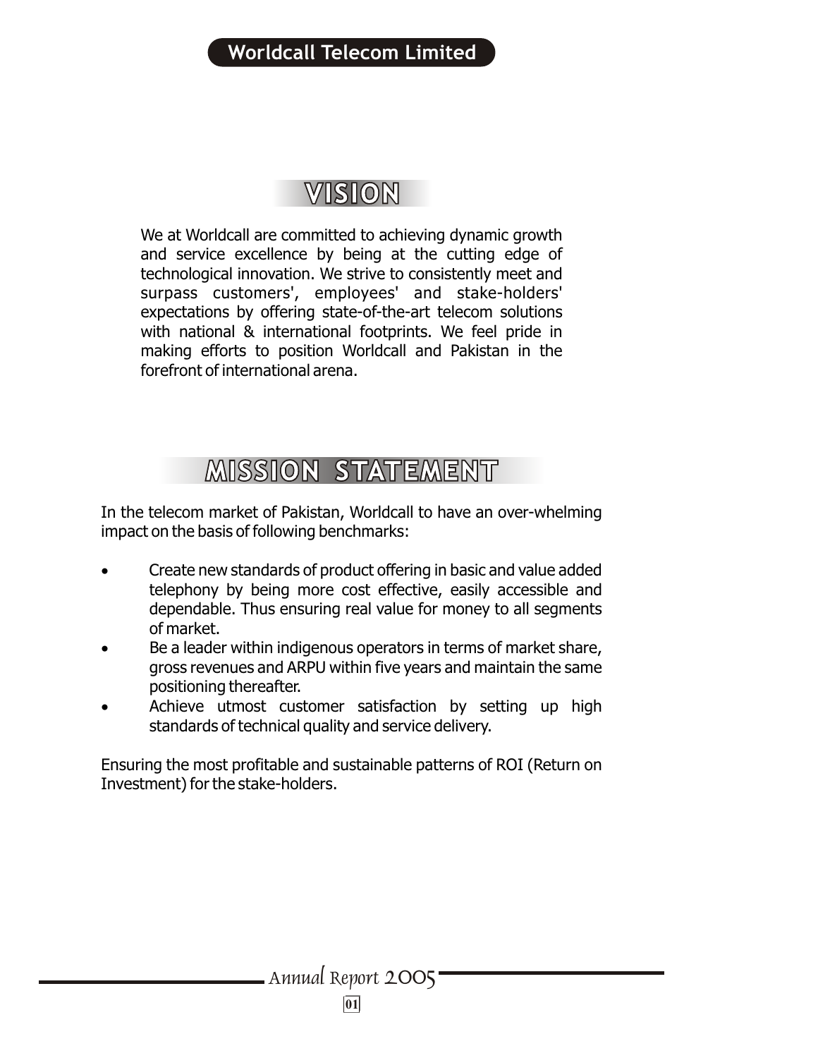# VISION

We at Worldcall are committed to achieving dynamic growth and service excellence by being at the cutting edge of technological innovation. We strive to consistently meet and surpass customers', employees' and stake-holders' expectations by offering state-of-the-art telecom solutions with national & international footprints. We feel pride in making efforts to position Worldcall and Pakistan in the forefront of international arena.

# MISSION STATEMENT

In the telecom market of Pakistan, Worldcall to have an over-whelming impact on the basis of following benchmarks:

- Create new standards of product offering in basic and value added telephony by being more cost effective, easily accessible and dependable. Thus ensuring real value for money to all segments of market.
- Be a leader within indigenous operators in terms of market share, gross revenues and ARPU within five years and maintain the same positioning thereafter.
- Achieve utmost customer satisfaction by setting up high standards of technical quality and service delivery.

Ensuring the most profitable and sustainable patterns of ROI (Return on Investment) for the stake-holders.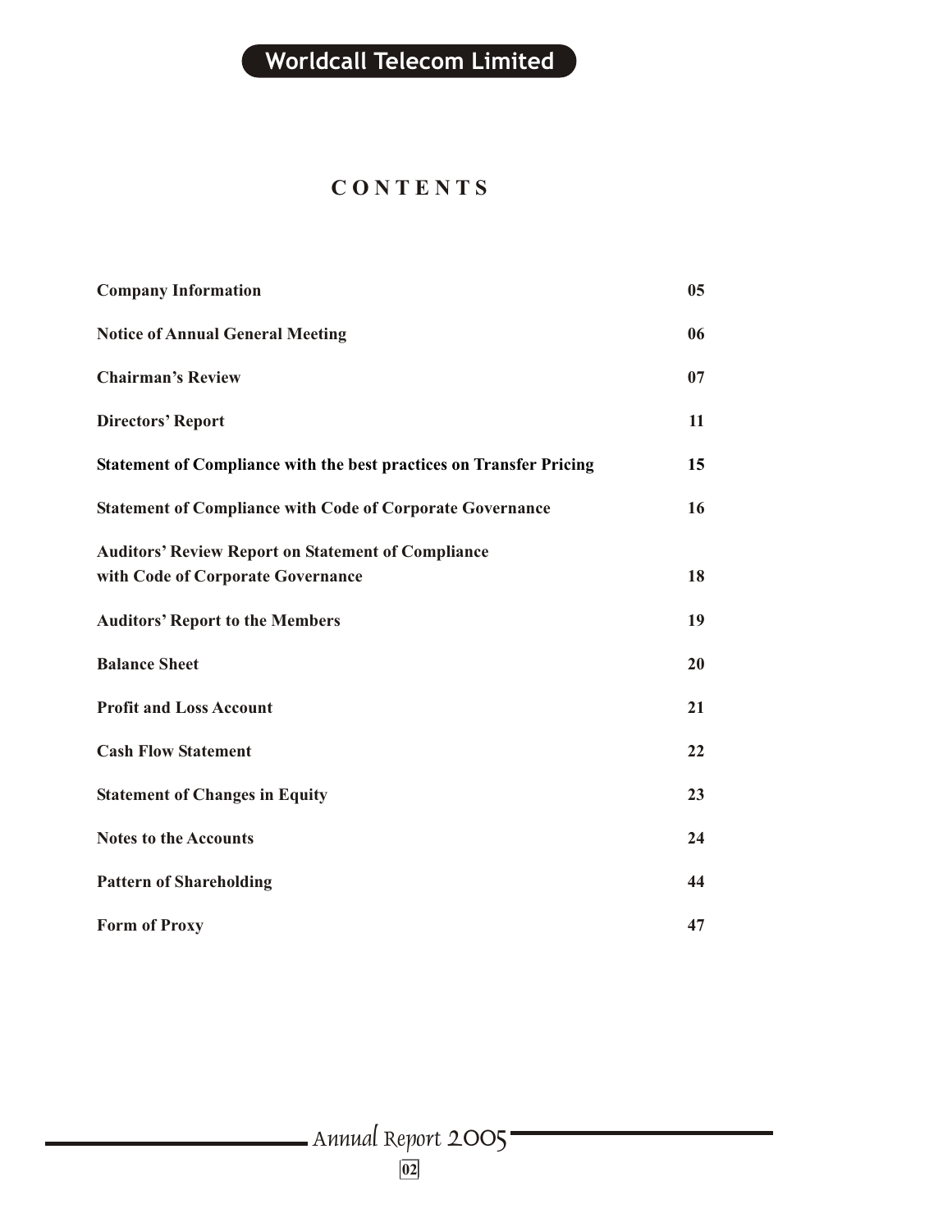# CONTENTS

| | |
|---|---|
| **Company Information** | **05** |
| **Notice of Annual General Meeting** | **06** |
| **Chairman's Review** | **07** |
| **Directors' Report** | **11** |
| **Statement of Compliance with the best practices on Transfer Pricing** | **15** |
| **Statement of Compliance with Code of Corporate Governance** | **16** |
| **Auditors' Review Report on Statement of Compliance with Code of Corporate Governance** | **18** |
| **Auditors' Report to the Members** | **19** |
| **Balance Sheet** | **20** |
| **Profit and Loss Account** | **21** |
| **Cash Flow Statement** | **22** |
| **Statement of Changes in Equity** | **23** |
| **Notes to the Accounts** | **24** |
| **Pattern of Shareholding** | **44** |
| **Form of Proxy** | **47** |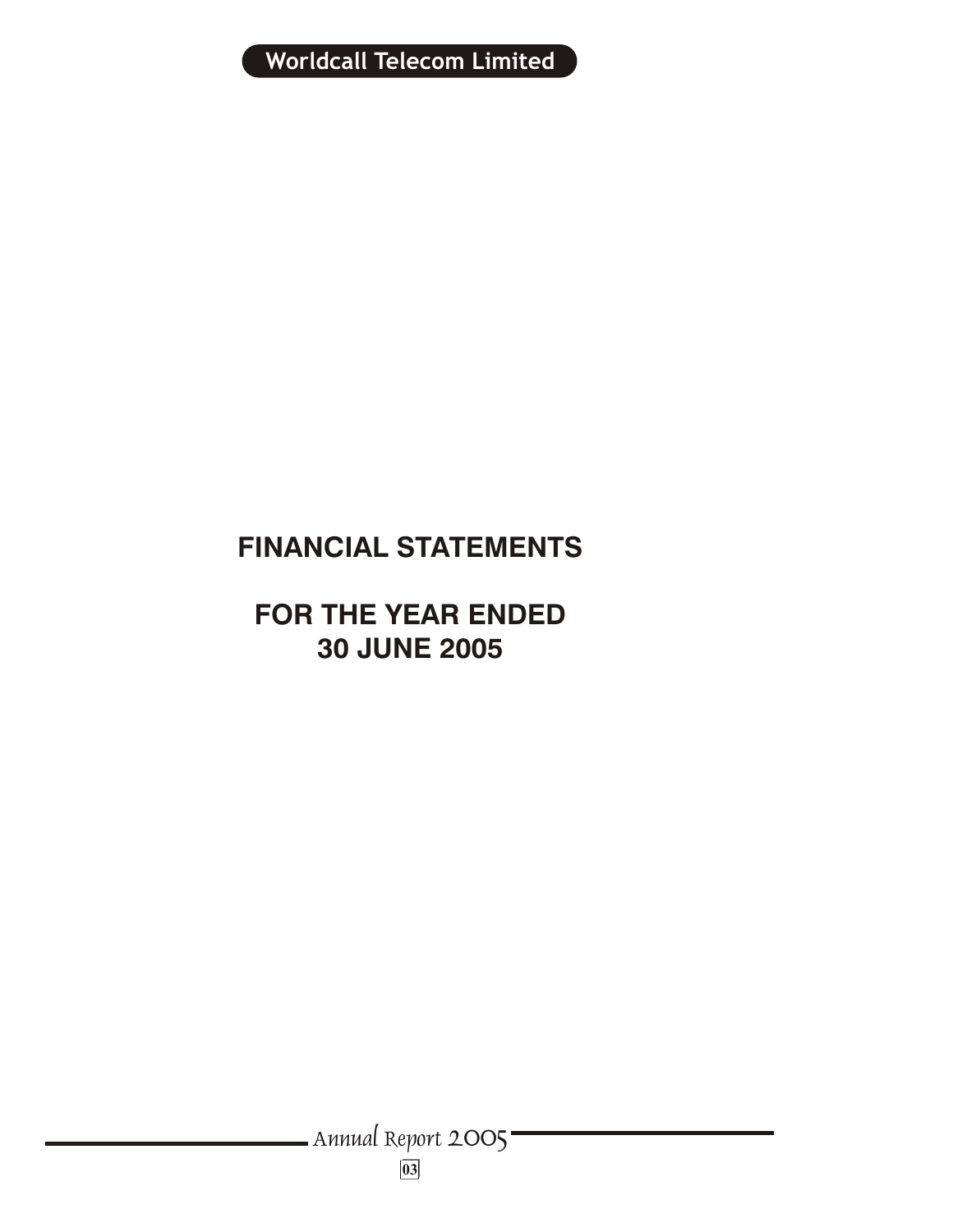# FINANCIAL STATEMENTS

## FOR THE YEAR ENDED 30 JUNE 2005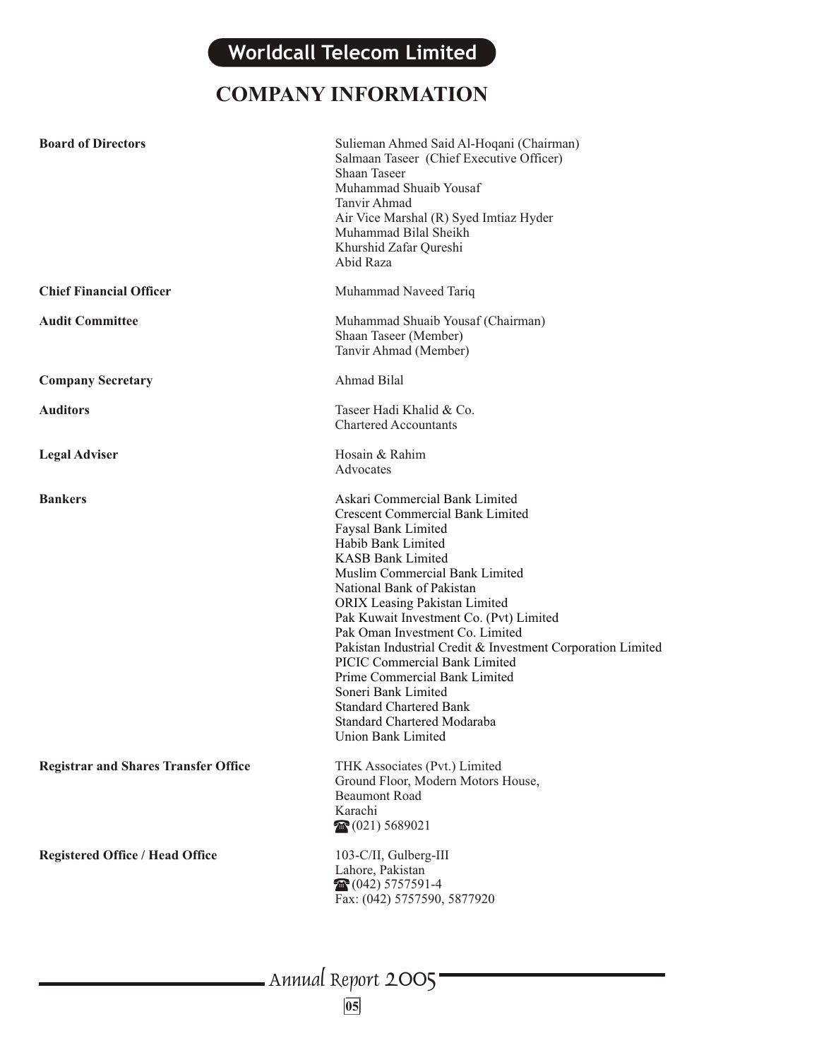# COMPANY INFORMATION

| | |
|---|---|
| **Board of Directors** | Sulieman Ahmed Said Al-Hoqani (Chairman)<br>Salmaan Taseer (Chief Executive Officer)<br>Shaan Taseer<br>Muhammad Shuaib Yousaf<br>Tanvir Ahmad<br>Air Vice Marshal (R) Syed Imtiaz Hyder<br>Muhammad Bilal Sheikh<br>Khurshid Zafar Qureshi<br>Abid Raza |
| **Chief Financial Officer** | Muhammad Naveed Tariq |
| **Audit Committee** | Muhammad Shuaib Yousaf (Chairman)<br>Shaan Taseer (Member)<br>Tanvir Ahmad (Member) |
| **Company Secretary** | Ahmad Bilal |
| **Auditors** | Taseer Hadi Khalid & Co.<br>Chartered Accountants |
| **Legal Adviser** | Hosain & Rahim<br>Advocates |
| **Bankers** | Askari Commercial Bank Limited<br>Crescent Commercial Bank Limited<br>Faysal Bank Limited<br>Habib Bank Limited<br>KASB Bank Limited<br>Muslim Commercial Bank Limited<br>National Bank of Pakistan<br>ORIX Leasing Pakistan Limited<br>Pak Kuwait Investment Co. (Pvt) Limited<br>Pak Oman Investment Co. Limited<br>Pakistan Industrial Credit & Investment Corporation Limited<br>PICIC Commercial Bank Limited<br>Prime Commercial Bank Limited<br>Soneri Bank Limited<br>Standard Chartered Bank<br>Standard Chartered Modaraba<br>Union Bank Limited |
| **Registrar and Shares Transfer Office** | THK Associates (Pvt.) Limited<br>Ground Floor, Modern Motors House,<br>Beaumont Road<br>Karachi<br>☎ (021) 5689021 |
| **Registered Office / Head Office** | 103-C/II, Gulberg-III<br>Lahore, Pakistan<br>☎ (042) 5757591-4<br>Fax: (042) 5757590, 5877920 |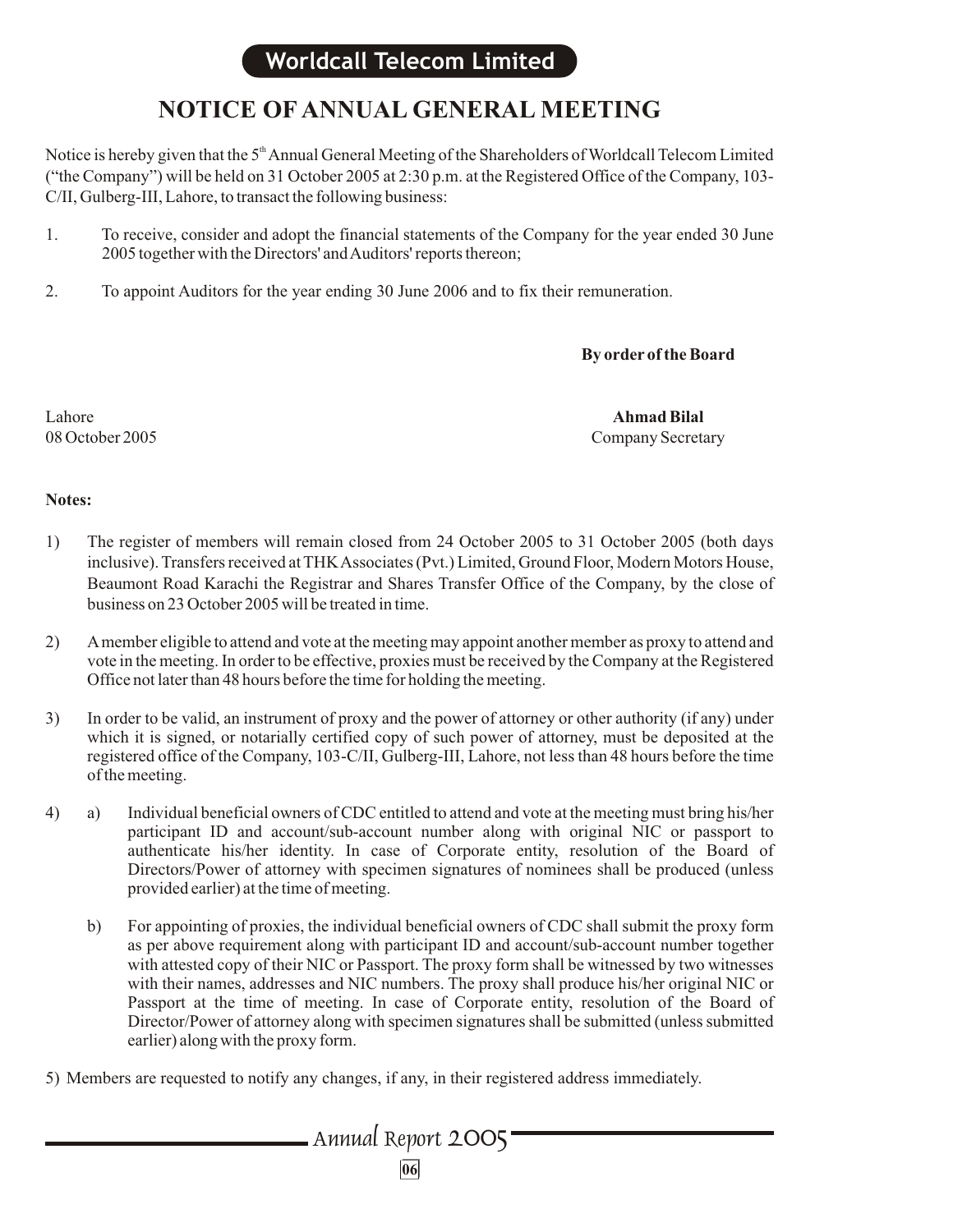# NOTICE OF ANNUAL GENERAL MEETING

Notice is hereby given that the 5th Annual General Meeting of the Shareholders of Worldcall Telecom Limited ("the Company") will be held on 31 October 2005 at 2:30 p.m. at the Registered Office of the Company, 103-C/II, Gulberg-III, Lahore, to transact the following business:

1. To receive, consider and adopt the financial statements of the Company for the year ended 30 June 2005 together with the Directors' and Auditors' reports thereon;

2. To appoint Auditors for the year ending 30 June 2006 and to fix their remuneration.

**By order of the Board**

Lahore
08 October 2005

**Ahmad Bilal**
Company Secretary

**Notes:**

1) The register of members will remain closed from 24 October 2005 to 31 October 2005 (both days inclusive). Transfers received at THK Associates (Pvt.) Limited, Ground Floor, Modern Motors House, Beaumont Road Karachi the Registrar and Shares Transfer Office of the Company, by the close of business on 23 October 2005 will be treated in time.

2) A member eligible to attend and vote at the meeting may appoint another member as proxy to attend and vote in the meeting. In order to be effective, proxies must be received by the Company at the Registered Office not later than 48 hours before the time for holding the meeting.

3) In order to be valid, an instrument of proxy and the power of attorney or other authority (if any) under which it is signed, or notarially certified copy of such power of attorney, must be deposited at the registered office of the Company, 103-C/II, Gulberg-III, Lahore, not less than 48 hours before the time of the meeting.

4) a) Individual beneficial owners of CDC entitled to attend and vote at the meeting must bring his/her participant ID and account/sub-account number along with original NIC or passport to authenticate his/her identity. In case of Corporate entity, resolution of the Board of Directors/Power of attorney with specimen signatures of nominees shall be produced (unless provided earlier) at the time of meeting.

   b) For appointing of proxies, the individual beneficial owners of CDC shall submit the proxy form as per above requirement along with participant ID and account/sub-account number together with attested copy of their NIC or Passport. The proxy form shall be witnessed by two witnesses with their names, addresses and NIC numbers. The proxy shall produce his/her original NIC or Passport at the time of meeting. In case of Corporate entity, resolution of the Board of Director/Power of attorney along with specimen signatures shall be submitted (unless submitted earlier) along with the proxy form.

5) Members are requested to notify any changes, if any, in their registered address immediately.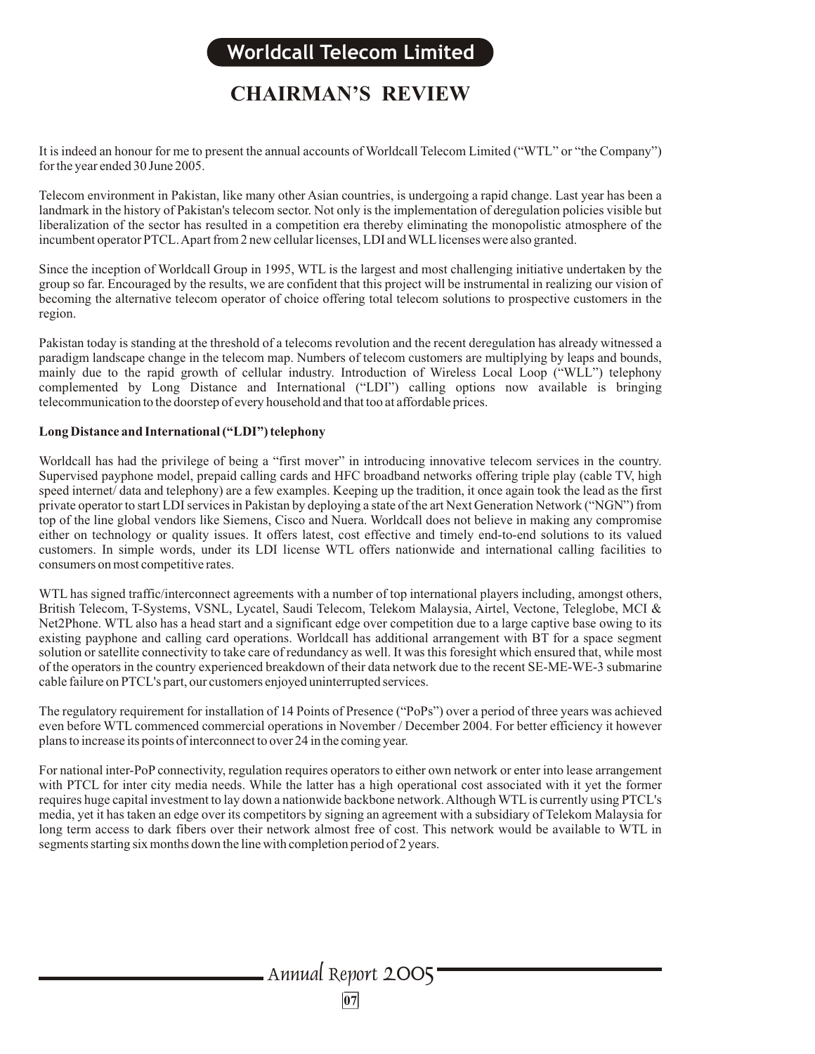# CHAIRMAN'S REVIEW

It is indeed an honour for me to present the annual accounts of Worldcall Telecom Limited ("WTL" or "the Company") for the year ended 30 June 2005.

Telecom environment in Pakistan, like many other Asian countries, is undergoing a rapid change. Last year has been a landmark in the history of Pakistan's telecom sector. Not only is the implementation of deregulation policies visible but liberalization of the sector has resulted in a competition era thereby eliminating the monopolistic atmosphere of the incumbent operator PTCL. Apart from 2 new cellular licenses, LDI and WLL licenses were also granted.

Since the inception of Worldcall Group in 1995, WTL is the largest and most challenging initiative undertaken by the group so far. Encouraged by the results, we are confident that this project will be instrumental in realizing our vision of becoming the alternative telecom operator of choice offering total telecom solutions to prospective customers in the region.

Pakistan today is standing at the threshold of a telecoms revolution and the recent deregulation has already witnessed a paradigm landscape change in the telecom map. Numbers of telecom customers are multiplying by leaps and bounds, mainly due to the rapid growth of cellular industry. Introduction of Wireless Local Loop ("WLL") telephony complemented by Long Distance and International ("LDI") calling options now available is bringing telecommunication to the doorstep of every household and that too at affordable prices.

**Long Distance and International ("LDI") telephony**

Worldcall has had the privilege of being a "first mover" in introducing innovative telecom services in the country. Supervised payphone model, prepaid calling cards and HFC broadband networks offering triple play (cable TV, high speed internet/ data and telephony) are a few examples. Keeping up the tradition, it once again took the lead as the first private operator to start LDI services in Pakistan by deploying a state of the art Next Generation Network ("NGN") from top of the line global vendors like Siemens, Cisco and Nuera. Worldcall does not believe in making any compromise either on technology or quality issues. It offers latest, cost effective and timely end-to-end solutions to its valued customers. In simple words, under its LDI license WTL offers nationwide and international calling facilities to consumers on most competitive rates.

WTL has signed traffic/interconnect agreements with a number of top international players including, amongst others, British Telecom, T-Systems, VSNL, Lycatel, Saudi Telecom, Telekom Malaysia, Airtel, Vectone, Teleglobe, MCI & Net2Phone. WTL also has a head start and a significant edge over competition due to a large captive base owing to its existing payphone and calling card operations. Worldcall has additional arrangement with BT for a space segment solution or satellite connectivity to take care of redundancy as well. It was this foresight which ensured that, while most of the operators in the country experienced breakdown of their data network due to the recent SE-ME-WE-3 submarine cable failure on PTCL's part, our customers enjoyed uninterrupted services.

The regulatory requirement for installation of 14 Points of Presence ("PoPs") over a period of three years was achieved even before WTL commenced commercial operations in November / December 2004. For better efficiency it however plans to increase its points of interconnect to over 24 in the coming year.

For national inter-PoP connectivity, regulation requires operators to either own network or enter into lease arrangement with PTCL for inter city media needs. While the latter has a high operational cost associated with it yet the former requires huge capital investment to lay down a nationwide backbone network. Although WTL is currently using PTCL's media, yet it has taken an edge over its competitors by signing an agreement with a subsidiary of Telekom Malaysia for long term access to dark fibers over their network almost free of cost. This network would be available to WTL in segments starting six months down the line with completion period of 2 years.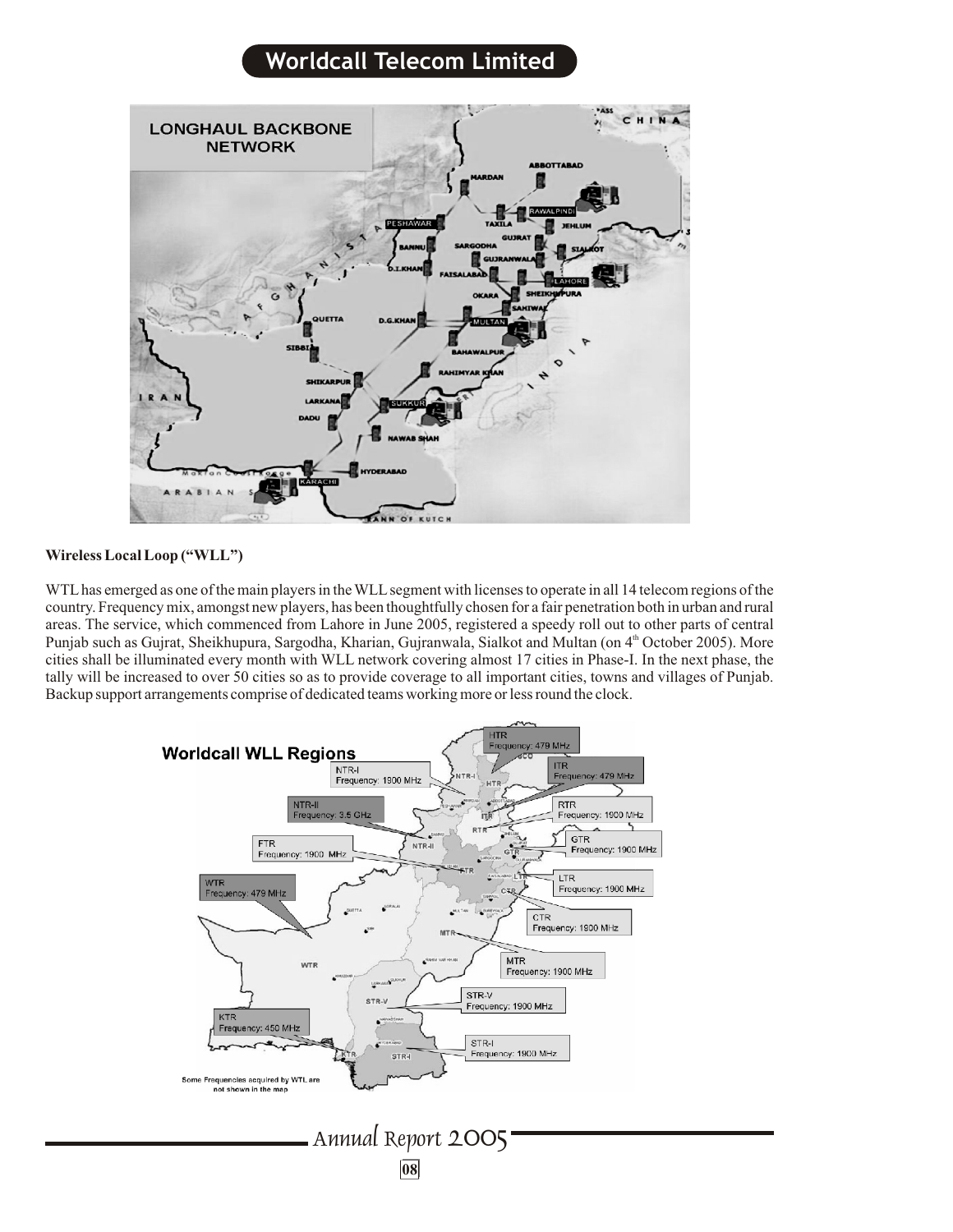**Wireless Local Loop ("WLL")**

WTL has emerged as one of the main players in the WLL segment with licenses to operate in all 14 telecom regions of the country. Frequency mix, amongst new players, has been thoughtfully chosen for a fair penetration both in urban and rural areas. The service, which commenced from Lahore in June 2005, registered a speedy roll out to other parts of central Punjab such as Gujrat, Sheikhupura, Sargodha, Kharian, Gujranwala, Sialkot and Multan (on 4th October 2005). More cities shall be illuminated every month with WLL network covering almost 17 cities in Phase-I. In the next phase, the tally will be increased to over 50 cities so as to provide coverage to all important cities, towns and villages of Punjab. Backup support arrangements comprise of dedicated teams working more or less round the clock.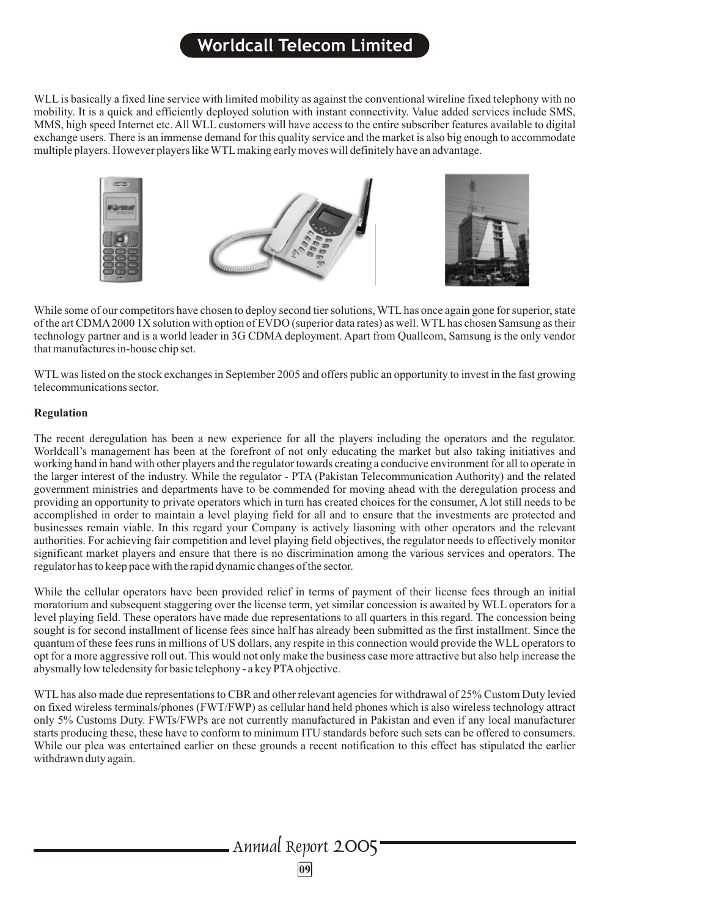WLL is basically a fixed line service with limited mobility as against the conventional wireline fixed telephony with no mobility. It is a quick and efficiently deployed solution with instant connectivity. Value added services include SMS, MMS, high speed Internet etc. All WLL customers will have access to the entire subscriber features available to digital exchange users. There is an immense demand for this quality service and the market is also big enough to accommodate multiple players. However players like WTL making early moves will definitely have an advantage.

While some of our competitors have chosen to deploy second tier solutions, WTL has once again gone for superior, state of the art CDMA 2000 1X solution with option of EVDO (superior data rates) as well. WTL has chosen Samsung as their technology partner and is a world leader in 3G CDMA deployment. Apart from Quallcom, Samsung is the only vendor that manufactures in-house chip set.

WTL was listed on the stock exchanges in September 2005 and offers public an opportunity to invest in the fast growing telecommunications sector.

**Regulation**

The recent deregulation has been a new experience for all the players including the operators and the regulator. Worldcall's management has been at the forefront of not only educating the market but also taking initiatives and working hand in hand with other players and the regulator towards creating a conducive environment for all to operate in the larger interest of the industry. While the regulator - PTA (Pakistan Telecommunication Authority) and the related government ministries and departments have to be commended for moving ahead with the deregulation process and providing an opportunity to private operators which in turn has created choices for the consumer, A lot still needs to be accomplished in order to maintain a level playing field for all and to ensure that the investments are protected and businesses remain viable. In this regard your Company is actively liasoning with other operators and the relevant authorities. For achieving fair competition and level playing field objectives, the regulator needs to effectively monitor significant market players and ensure that there is no discrimination among the various services and operators. The regulator has to keep pace with the rapid dynamic changes of the sector.

While the cellular operators have been provided relief in terms of payment of their license fees through an initial moratorium and subsequent staggering over the license term, yet similar concession is awaited by WLL operators for a level playing field. These operators have made due representations to all quarters in this regard. The concession being sought is for second installment of license fees since half has already been submitted as the first installment. Since the quantum of these fees runs in millions of US dollars, any respite in this connection would provide the WLL operators to opt for a more aggressive roll out. This would not only make the business case more attractive but also help increase the abysmally low teledensity for basic telephony - a key PTA objective.

WTL has also made due representations to CBR and other relevant agencies for withdrawal of 25% Custom Duty levied on fixed wireless terminals/phones (FWT/FWP) as cellular hand held phones which is also wireless technology attract only 5% Customs Duty. FWTs/FWPs are not currently manufactured in Pakistan and even if any local manufacturer starts producing these, these have to conform to minimum ITU standards before such sets can be offered to consumers. While our plea was entertained earlier on these grounds a recent notification to this effect has stipulated the earlier withdrawn duty again.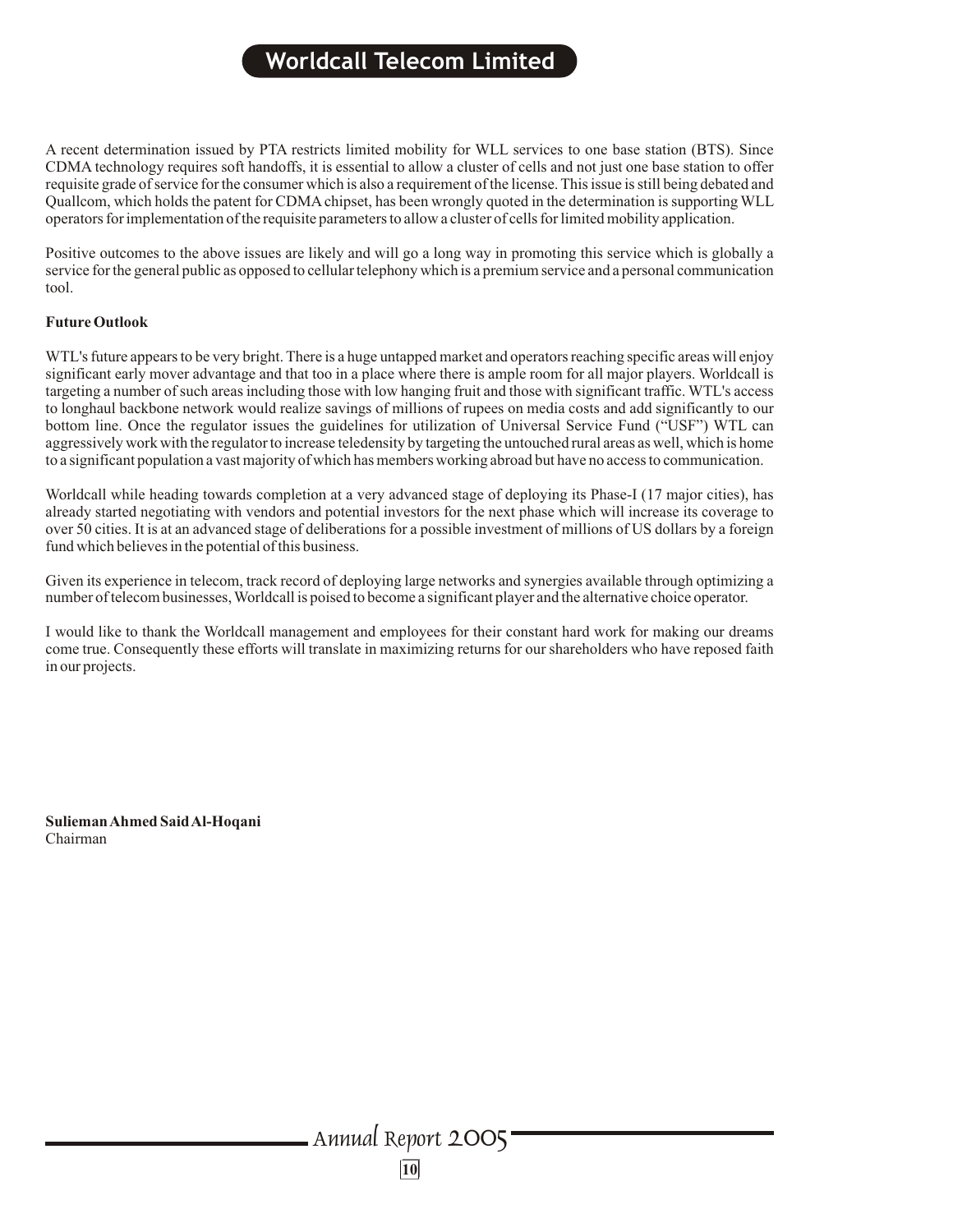A recent determination issued by PTA restricts limited mobility for WLL services to one base station (BTS). Since CDMA technology requires soft handoffs, it is essential to allow a cluster of cells and not just one base station to offer requisite grade of service for the consumer which is also a requirement of the license. This issue is still being debated and Quallcom, which holds the patent for CDMA chipset, has been wrongly quoted in the determination is supporting WLL operators for implementation of the requisite parameters to allow a cluster of cells for limited mobility application.

Positive outcomes to the above issues are likely and will go a long way in promoting this service which is globally a service for the general public as opposed to cellular telephony which is a premium service and a personal communication tool.

**Future Outlook**

WTL's future appears to be very bright. There is a huge untapped market and operators reaching specific areas will enjoy significant early mover advantage and that too in a place where there is ample room for all major players. Worldcall is targeting a number of such areas including those with low hanging fruit and those with significant traffic. WTL's access to longhaul backbone network would realize savings of millions of rupees on media costs and add significantly to our bottom line. Once the regulator issues the guidelines for utilization of Universal Service Fund ("USF") WTL can aggressively work with the regulator to increase teledensity by targeting the untouched rural areas as well, which is home to a significant population a vast majority of which has members working abroad but have no access to communication.

Worldcall while heading towards completion at a very advanced stage of deploying its Phase-I (17 major cities), has already started negotiating with vendors and potential investors for the next phase which will increase its coverage to over 50 cities. It is at an advanced stage of deliberations for a possible investment of millions of US dollars by a foreign fund which believes in the potential of this business.

Given its experience in telecom, track record of deploying large networks and synergies available through optimizing a number of telecom businesses, Worldcall is poised to become a significant player and the alternative choice operator.

I would like to thank the Worldcall management and employees for their constant hard work for making our dreams come true. Consequently these efforts will translate in maximizing returns for our shareholders who have reposed faith in our projects.

**Silieman Ahmed Said Al-Hoqani**
Chairman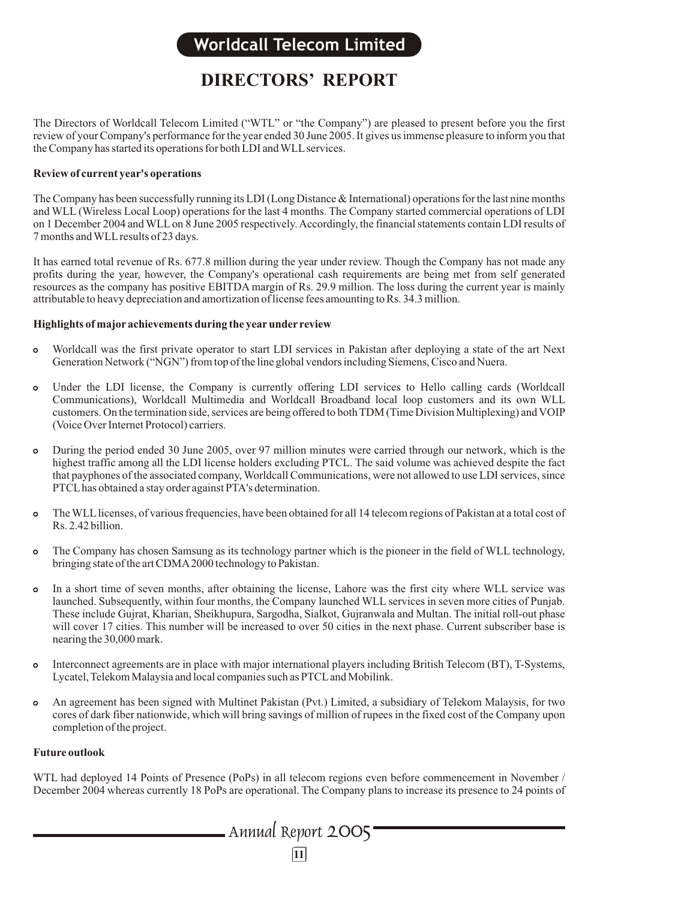# DIRECTORS' REPORT

The Directors of Worldcall Telecom Limited ("WTL" or "the Company") are pleased to present before you the first review of your Company's performance for the year ended 30 June 2005. It gives us immense pleasure to inform you that the Company has started its operations for both LDI and WLL services.

**Review of current year's operations**

The Company has been successfully running its LDI (Long Distance & International) operations for the last nine months and WLL (Wireless Local Loop) operations for the last 4 months. The Company started commercial operations of LDI on 1 December 2004 and WLL on 8 June 2005 respectively. Accordingly, the financial statements contain LDI results of 7 months and WLL results of 23 days.

It has earned total revenue of Rs. 677.8 million during the year under review. Though the Company has not made any profits during the year, however, the Company's operational cash requirements are being met from self generated resources as the company has positive EBITDA margin of Rs. 29.9 million. The loss during the current year is mainly attributable to heavy depreciation and amortization of license fees amounting to Rs. 34.3 million.

**Highlights of major achievements during the year under review**

- Worldcall was the first private operator to start LDI services in Pakistan after deploying a state of the art Next Generation Network ("NGN") from top of the line global vendors including Siemens, Cisco and Nuera.
- Under the LDI license, the Company is currently offering LDI services to Hello calling cards (Worldcall Communications), Worldcall Multimedia and Worldcall Broadband local loop customers and its own WLL customers. On the termination side, services are being offered to both TDM (Time Division Multiplexing) and VOIP (Voice Over Internet Protocol) carriers.
- During the period ended 30 June 2005, over 97 million minutes were carried through our network, which is the highest traffic among all the LDI license holders excluding PTCL. The said volume was achieved despite the fact that payphones of the associated company, Worldcall Communications, were not allowed to use LDI services, since PTCL has obtained a stay order against PTA's determination.
- The WLL licenses, of various frequencies, have been obtained for all 14 telecom regions of Pakistan at a total cost of Rs. 2.42 billion.
- The Company has chosen Samsung as its technology partner which is the pioneer in the field of WLL technology, bringing state of the art CDMA 2000 technology to Pakistan.
- In a short time of seven months, after obtaining the license, Lahore was the first city where WLL service was launched. Subsequently, within four months, the Company launched WLL services in seven more cities of Punjab. These include Gujrat, Kharian, Sheikhupura, Sargodha, Sialkot, Gujranwala and Multan. The initial roll-out phase will cover 17 cities. This number will be increased to over 50 cities in the next phase. Current subscriber base is nearing the 30,000 mark.
- Interconnect agreements are in place with major international players including British Telecom (BT), T-Systems, Lycatel, Telekom Malaysia and local companies such as PTCL and Mobilink.
- An agreement has been signed with Multinet Pakistan (Pvt.) Limited, a subsidiary of Telekom Malaysis, for two cores of dark fiber nationwide, which will bring savings of million of rupees in the fixed cost of the Company upon completion of the project.

**Future outlook**

WTL had deployed 14 Points of Presence (PoPs) in all telecom regions even before commencement in November / December 2004 whereas currently 18 PoPs are operational. The Company plans to increase its presence to 24 points of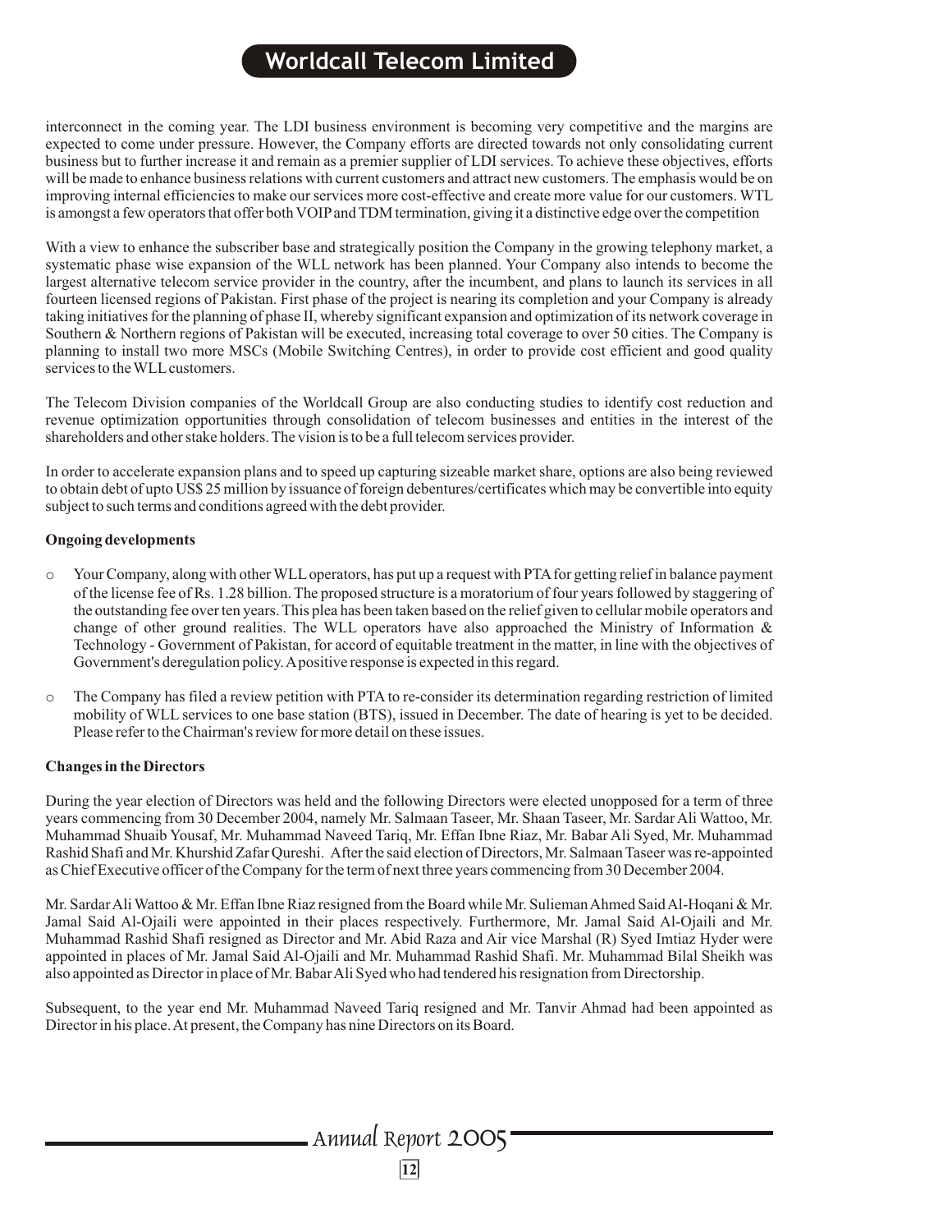interconnect in the coming year. The LDI business environment is becoming very competitive and the margins are expected to come under pressure. However, the Company efforts are directed towards not only consolidating current business but to further increase it and remain as a premier supplier of LDI services. To achieve these objectives, efforts will be made to enhance business relations with current customers and attract new customers. The emphasis would be on improving internal efficiencies to make our services more cost-effective and create more value for our customers. WTL is amongst a few operators that offer both VOIP and TDM termination, giving it a distinctive edge over the competition

With a view to enhance the subscriber base and strategically position the Company in the growing telephony market, a systematic phase wise expansion of the WLL network has been planned. Your Company also intends to become the largest alternative telecom service provider in the country, after the incumbent, and plans to launch its services in all fourteen licensed regions of Pakistan. First phase of the project is nearing its completion and your Company is already taking initiatives for the planning of phase II, whereby significant expansion and optimization of its network coverage in Southern & Northern regions of Pakistan will be executed, increasing total coverage to over 50 cities. The Company is planning to install two more MSCs (Mobile Switching Centres), in order to provide cost efficient and good quality services to the WLL customers.

The Telecom Division companies of the Worldcall Group are also conducting studies to identify cost reduction and revenue optimization opportunities through consolidation of telecom businesses and entities in the interest of the shareholders and other stake holders. The vision is to be a full telecom services provider.

In order to accelerate expansion plans and to speed up capturing sizeable market share, options are also being reviewed to obtain debt of upto US$ 25 million by issuance of foreign debentures/certificates which may be convertible into equity subject to such terms and conditions agreed with the debt provider.

**Ongoing developments**

- Your Company, along with other WLL operators, has put up a request with PTA for getting relief in balance payment of the license fee of Rs. 1.28 billion. The proposed structure is a moratorium of four years followed by staggering of the outstanding fee over ten years. This plea has been taken based on the relief given to cellular mobile operators and change of other ground realities. The WLL operators have also approached the Ministry of Information & Technology - Government of Pakistan, for accord of equitable treatment in the matter, in line with the objectives of Government's deregulation policy. A positive response is expected in this regard.
- The Company has filed a review petition with PTA to re-consider its determination regarding restriction of limited mobility of WLL services to one base station (BTS), issued in December. The date of hearing is yet to be decided. Please refer to the Chairman's review for more detail on these issues.

**Changes in the Directors**

During the year election of Directors was held and the following Directors were elected unopposed for a term of three years commencing from 30 December 2004, namely Mr. Salmaan Taseer, Mr. Shaan Taseer, Mr. Sardar Ali Wattoo, Mr. Muhammad Shuaib Yousaf, Mr. Muhammad Naveed Tariq, Mr. Effan Ibne Riaz, Mr. Babar Ali Syed, Mr. Muhammad Rashid Shafi and Mr. Khurshid Zafar Qureshi. After the said election of Directors, Mr. Salmaan Taseer was re-appointed as Chief Executive officer of the Company for the term of next three years commencing from 30 December 2004.

Mr. Sardar Ali Wattoo & Mr. Effan Ibne Riaz resigned from the Board while Mr. Sulieman Ahmed Said Al-Hoqani & Mr. Jamal Said Al-Ojaili were appointed in their places respectively. Furthermore, Mr. Jamal Said Al-Ojaili and Mr. Muhammad Rashid Shafi resigned as Director and Mr. Abid Raza and Air vice Marshal (R) Syed Imtiaz Hyder were appointed in places of Mr. Jamal Said Al-Ojaili and Mr. Muhammad Rashid Shafi. Mr. Muhammad Bilal Sheikh was also appointed as Director in place of Mr. Babar Ali Syed who had tendered his resignation from Directorship.

Subsequent, to the year end Mr. Muhammad Naveed Tariq resigned and Mr. Tanvir Ahmad had been appointed as Director in his place. At present, the Company has nine Directors on its Board.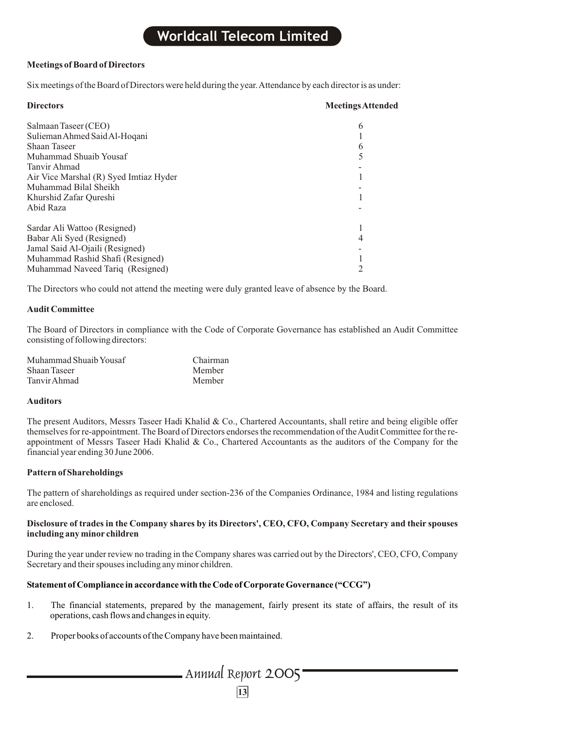**Meetings of Board of Directors**

Six meetings of the Board of Directors were held during the year. Attendance by each director is as under:

| Directors | Meetings Attended |
|---|---|
| Salmaan Taseer (CEO) | 6 |
| Sulieman Ahmed Said Al-Hoqani | 1 |
| Shaan Taseer | 6 |
| Muhammad Shuaib Yousaf | 5 |
| Tanvir Ahmad | - |
| Air Vice Marshal (R) Syed Imtiaz Hyder | 1 |
| Muhammad Bilal Sheikh | - |
| Khurshid Zafar Qureshi | 1 |
| Abid Raza | - |
| Sardar Ali Wattoo (Resigned) | 1 |
| Babar Ali Syed (Resigned) | 4 |
| Jamal Said Al-Ojaili (Resigned) | - |
| Muhammad Rashid Shafi (Resigned) | 1 |
| Muhammad Naveed Tariq (Resigned) | 2 |

The Directors who could not attend the meeting were duly granted leave of absence by the Board.

**Audit Committee**

The Board of Directors in compliance with the Code of Corporate Governance has established an Audit Committee consisting of following directors:

| | |
|---|---|
| Muhammad Shuaib Yousaf | Chairman |
| Shaan Taseer | Member |
| Tanvir Ahmad | Member |

**Auditors**

The present Auditors, Messrs Taseer Hadi Khalid & Co., Chartered Accountants, shall retire and being eligible offer themselves for re-appointment. The Board of Directors endorses the recommendation of the Audit Committee for the re-appointment of Messrs Taseer Hadi Khalid & Co., Chartered Accountants as the auditors of the Company for the financial year ending 30 June 2006.

**Pattern of Shareholdings**

The pattern of shareholdings as required under section-236 of the Companies Ordinance, 1984 and listing regulations are enclosed.

**Disclosure of trades in the Company shares by its Directors', CEO, CFO, Company Secretary and their spouses including any minor children**

During the year under review no trading in the Company shares was carried out by the Directors', CEO, CFO, Company Secretary and their spouses including any minor children.

**Statement of Compliance in accordance with the Code of Corporate Governance ("CCG")**

1. The financial statements, prepared by the management, fairly present its state of affairs, the result of its operations, cash flows and changes in equity.

2. Proper books of accounts of the Company have been maintained.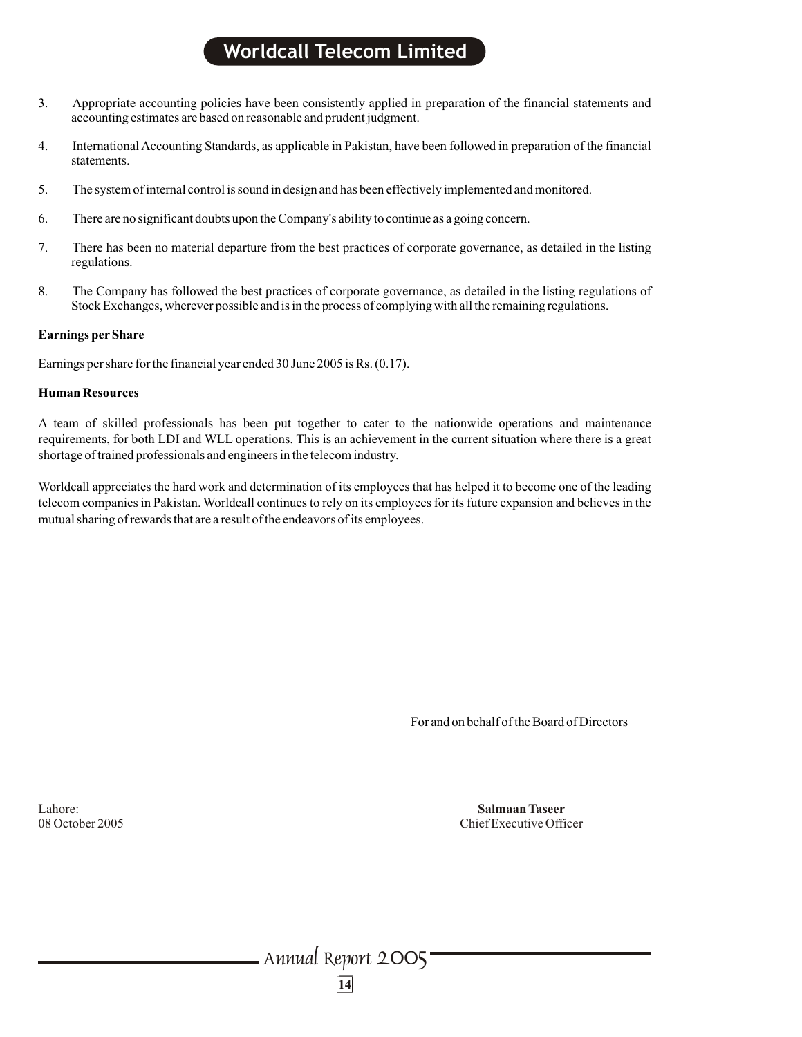3. Appropriate accounting policies have been consistently applied in preparation of the financial statements and accounting estimates are based on reasonable and prudent judgment.

4. International Accounting Standards, as applicable in Pakistan, have been followed in preparation of the financial statements.

5. The system of internal control is sound in design and has been effectively implemented and monitored.

6. There are no significant doubts upon the Company's ability to continue as a going concern.

7. There has been no material departure from the best practices of corporate governance, as detailed in the listing regulations.

8. The Company has followed the best practices of corporate governance, as detailed in the listing regulations of Stock Exchanges, wherever possible and is in the process of complying with all the remaining regulations.

**Earnings per Share**

Earnings per share for the financial year ended 30 June 2005 is Rs. (0.17).

**Human Resources**

A team of skilled professionals has been put together to cater to the nationwide operations and maintenance requirements, for both LDI and WLL operations. This is an achievement in the current situation where there is a great shortage of trained professionals and engineers in the telecom industry.

Worldcall appreciates the hard work and determination of its employees that has helped it to become one of the leading telecom companies in Pakistan. Worldcall continues to rely on its employees for its future expansion and believes in the mutual sharing of rewards that are a result of the endeavors of its employees.

For and on behalf of the Board of Directors

Lahore:
08 October 2005

**Salmaan Taseer**
Chief Executive Officer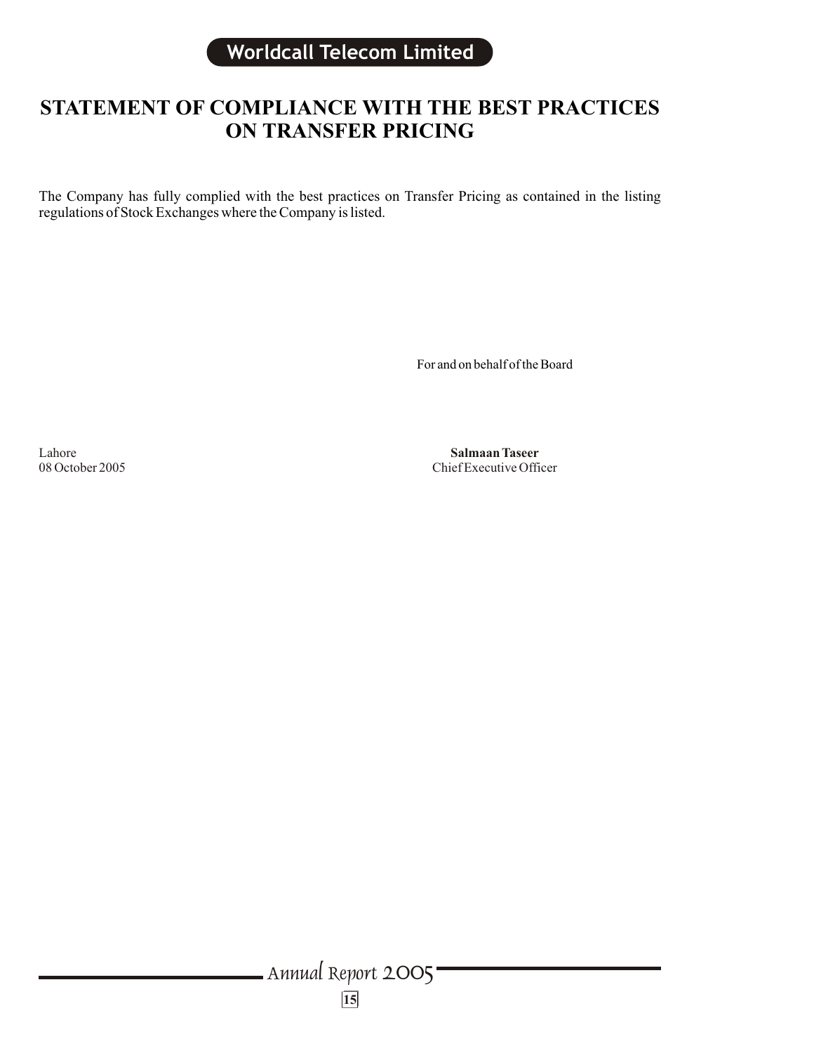# STATEMENT OF COMPLIANCE WITH THE BEST PRACTICES ON TRANSFER PRICING

The Company has fully complied with the best practices on Transfer Pricing as contained in the listing regulations of Stock Exchanges where the Company is listed.

For and on behalf of the Board

Lahore
08 October 2005

**Salmaan Taseer**
Chief Executive Officer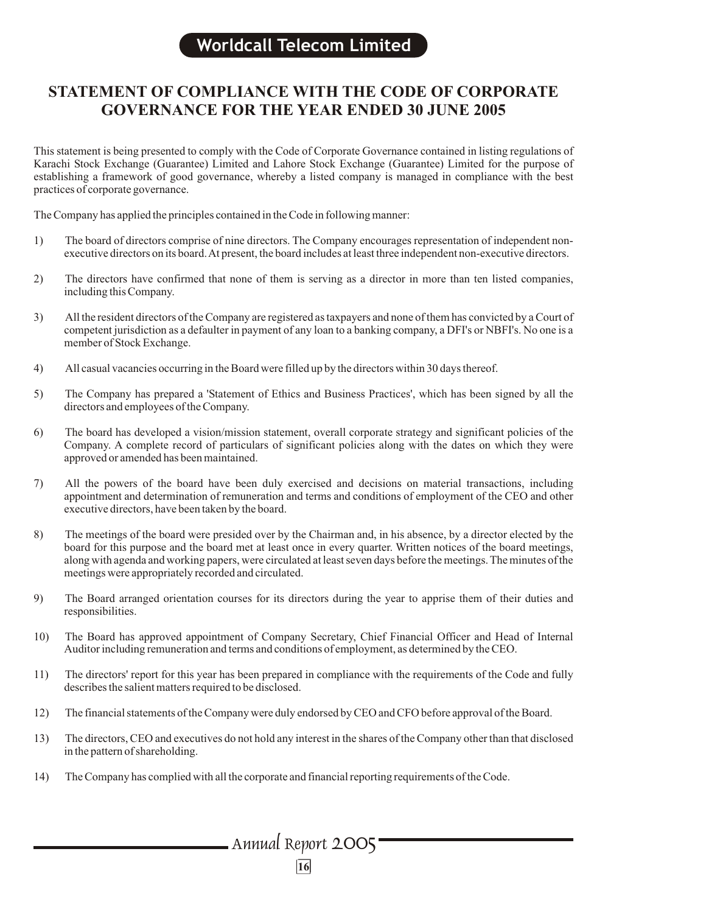# STATEMENT OF COMPLIANCE WITH THE CODE OF CORPORATE GOVERNANCE FOR THE YEAR ENDED 30 JUNE 2005

This statement is being presented to comply with the Code of Corporate Governance contained in listing regulations of Karachi Stock Exchange (Guarantee) Limited and Lahore Stock Exchange (Guarantee) Limited for the purpose of establishing a framework of good governance, whereby a listed company is managed in compliance with the best practices of corporate governance.

The Company has applied the principles contained in the Code in following manner:

1) The board of directors comprise of nine directors. The Company encourages representation of independent non-executive directors on its board. At present, the board includes at least three independent non-executive directors.

2) The directors have confirmed that none of them is serving as a director in more than ten listed companies, including this Company.

3) All the resident directors of the Company are registered as taxpayers and none of them has convicted by a Court of competent jurisdiction as a defaulter in payment of any loan to a banking company, a DFI's or NBFI's. No one is a member of Stock Exchange.

4) All casual vacancies occurring in the Board were filled up by the directors within 30 days thereof.

5) The Company has prepared a 'Statement of Ethics and Business Practices', which has been signed by all the directors and employees of the Company.

6) The board has developed a vision/mission statement, overall corporate strategy and significant policies of the Company. A complete record of particulars of significant policies along with the dates on which they were approved or amended has been maintained.

7) All the powers of the board have been duly exercised and decisions on material transactions, including appointment and determination of remuneration and terms and conditions of employment of the CEO and other executive directors, have been taken by the board.

8) The meetings of the board were presided over by the Chairman and, in his absence, by a director elected by the board for this purpose and the board met at least once in every quarter. Written notices of the board meetings, along with agenda and working papers, were circulated at least seven days before the meetings. The minutes of the meetings were appropriately recorded and circulated.

9) The Board arranged orientation courses for its directors during the year to apprise them of their duties and responsibilities.

10) The Board has approved appointment of Company Secretary, Chief Financial Officer and Head of Internal Auditor including remuneration and terms and conditions of employment, as determined by the CEO.

11) The directors' report for this year has been prepared in compliance with the requirements of the Code and fully describes the salient matters required to be disclosed.

12) The financial statements of the Company were duly endorsed by CEO and CFO before approval of the Board.

13) The directors, CEO and executives do not hold any interest in the shares of the Company other than that disclosed in the pattern of shareholding.

14) The Company has complied with all the corporate and financial reporting requirements of the Code.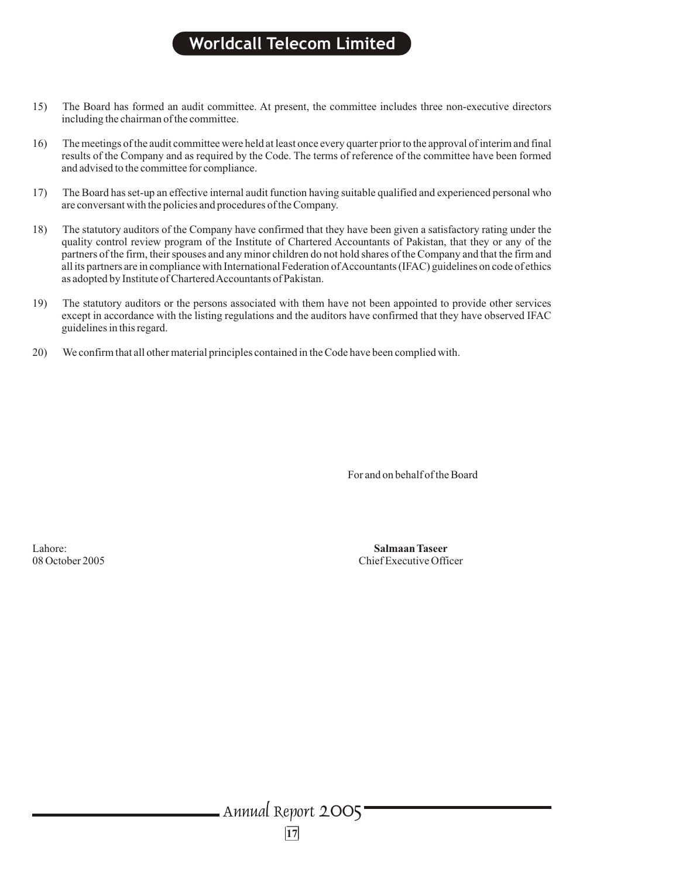15) The Board has formed an audit committee. At present, the committee includes three non-executive directors including the chairman of the committee.

16) The meetings of the audit committee were held at least once every quarter prior to the approval of interim and final results of the Company and as required by the Code. The terms of reference of the committee have been formed and advised to the committee for compliance.

17) The Board has set-up an effective internal audit function having suitable qualified and experienced personal who are conversant with the policies and procedures of the Company.

18) The statutory auditors of the Company have confirmed that they have been given a satisfactory rating under the quality control review program of the Institute of Chartered Accountants of Pakistan, that they or any of the partners of the firm, their spouses and any minor children do not hold shares of the Company and that the firm and all its partners are in compliance with International Federation of Accountants (IFAC) guidelines on code of ethics as adopted by Institute of Chartered Accountants of Pakistan.

19) The statutory auditors or the persons associated with them have not been appointed to provide other services except in accordance with the listing regulations and the auditors have confirmed that they have observed IFAC guidelines in this regard.

20) We confirm that all other material principles contained in the Code have been complied with.

For and on behalf of the Board

Lahore:
08 October 2005

**Salmaan Taseer**
Chief Executive Officer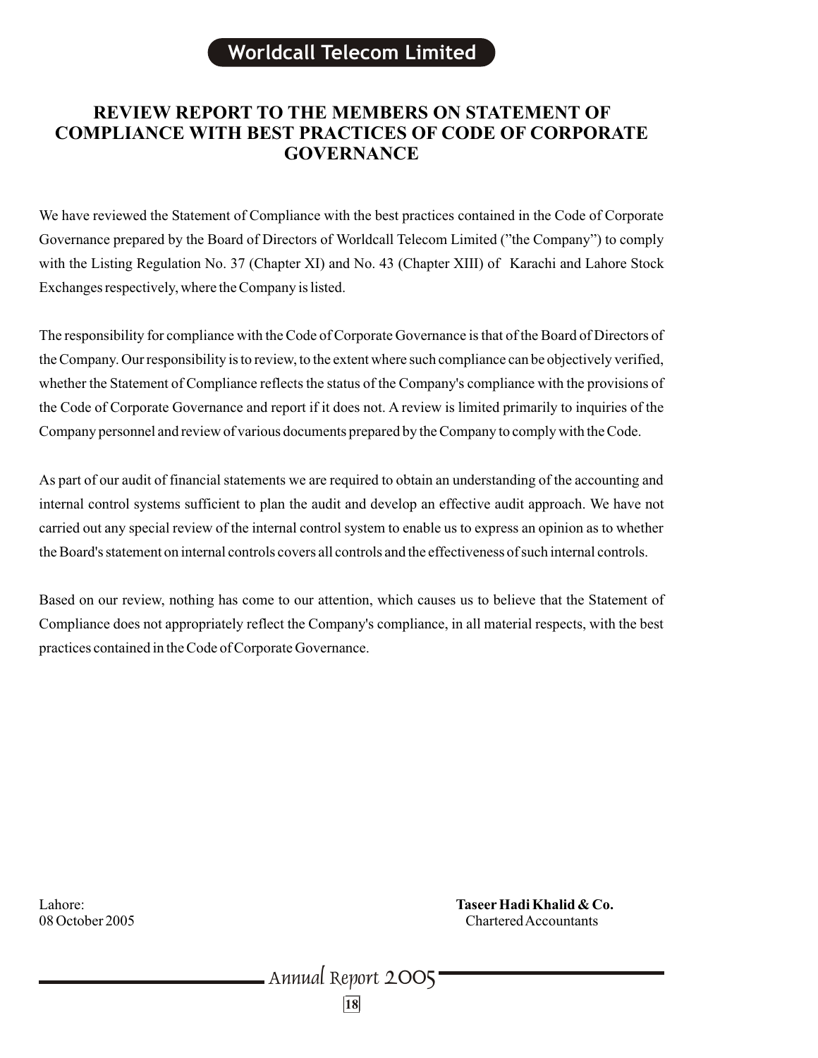# REVIEW REPORT TO THE MEMBERS ON STATEMENT OF COMPLIANCE WITH BEST PRACTICES OF CODE OF CORPORATE GOVERNANCE

We have reviewed the Statement of Compliance with the best practices contained in the Code of Corporate Governance prepared by the Board of Directors of Worldcall Telecom Limited ("the Company") to comply with the Listing Regulation No. 37 (Chapter XI) and No. 43 (Chapter XIII) of Karachi and Lahore Stock Exchanges respectively, where the Company is listed.

The responsibility for compliance with the Code of Corporate Governance is that of the Board of Directors of the Company. Our responsibility is to review, to the extent where such compliance can be objectively verified, whether the Statement of Compliance reflects the status of the Company's compliance with the provisions of the Code of Corporate Governance and report if it does not. A review is limited primarily to inquiries of the Company personnel and review of various documents prepared by the Company to comply with the Code.

As part of our audit of financial statements we are required to obtain an understanding of the accounting and internal control systems sufficient to plan the audit and develop an effective audit approach. We have not carried out any special review of the internal control system to enable us to express an opinion as to whether the Board's statement on internal controls covers all controls and the effectiveness of such internal controls.

Based on our review, nothing has come to our attention, which causes us to believe that the Statement of Compliance does not appropriately reflect the Company's compliance, in all material respects, with the best practices contained in the Code of Corporate Governance.

Lahore:
08 October 2005

**Taseer Hadi Khalid & Co.**
Chartered Accountants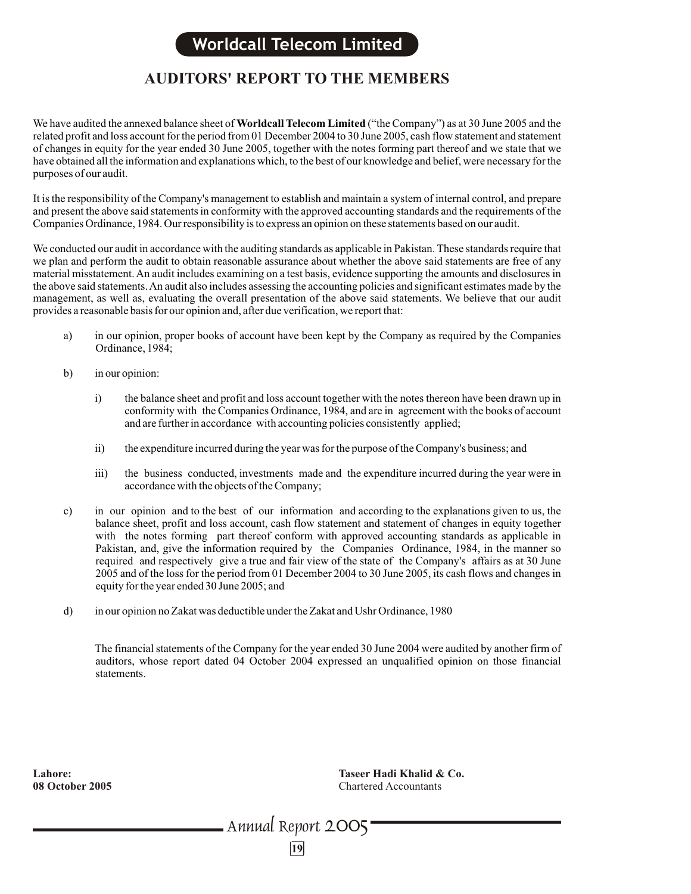# AUDITORS' REPORT TO THE MEMBERS

We have audited the annexed balance sheet of **Worldcall Telecom Limited** ("the Company") as at 30 June 2005 and the related profit and loss account for the period from 01 December 2004 to 30 June 2005, cash flow statement and statement of changes in equity for the year ended 30 June 2005, together with the notes forming part thereof and we state that we have obtained all the information and explanations which, to the best of our knowledge and belief, were necessary for the purposes of our audit.

It is the responsibility of the Company's management to establish and maintain a system of internal control, and prepare and present the above said statements in conformity with the approved accounting standards and the requirements of the Companies Ordinance, 1984. Our responsibility is to express an opinion on these statements based on our audit.

We conducted our audit in accordance with the auditing standards as applicable in Pakistan. These standards require that we plan and perform the audit to obtain reasonable assurance about whether the above said statements are free of any material misstatement. An audit includes examining on a test basis, evidence supporting the amounts and disclosures in the above said statements. An audit also includes assessing the accounting policies and significant estimates made by the management, as well as, evaluating the overall presentation of the above said statements. We believe that our audit provides a reasonable basis for our opinion and, after due verification, we report that:

a) in our opinion, proper books of account have been kept by the Company as required by the Companies Ordinance, 1984;

b) in our opinion:

   i) the balance sheet and profit and loss account together with the notes thereon have been drawn up in conformity with the Companies Ordinance, 1984, and are in agreement with the books of account and are further in accordance with accounting policies consistently applied;

   ii) the expenditure incurred during the year was for the purpose of the Company's business; and

   iii) the business conducted, investments made and the expenditure incurred during the year were in accordance with the objects of the Company;

c) in our opinion and to the best of our information and according to the explanations given to us, the balance sheet, profit and loss account, cash flow statement and statement of changes in equity together with the notes forming part thereof conform with approved accounting standards as applicable in Pakistan, and, give the information required by the Companies Ordinance, 1984, in the manner so required and respectively give a true and fair view of the state of the Company's affairs as at 30 June 2005 and of the loss for the period from 01 December 2004 to 30 June 2005, its cash flows and changes in equity for the year ended 30 June 2005; and

d) in our opinion no Zakat was deductible under the Zakat and Ushr Ordinance, 1980

The financial statements of the Company for the year ended 30 June 2004 were audited by another firm of auditors, whose report dated 04 October 2004 expressed an unqualified opinion on those financial statements.

**Lahore:**
**08 October 2005**

**Taseer Hadi Khalid & Co.**
Chartered Accountants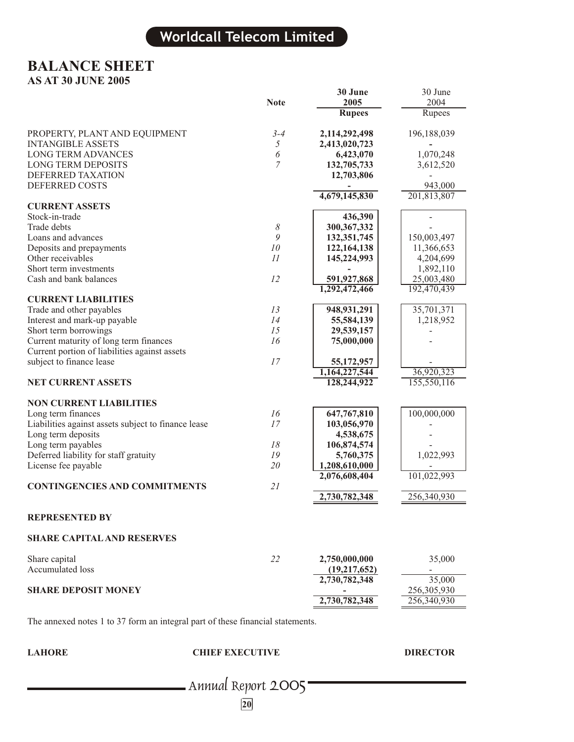# BALANCE SHEET

## AS AT 30 JUNE 2005

| | Note | 30 June 2005 Rupees | 30 June 2004 Rupees |
|---|---|---|---|
| PROPERTY, PLANT AND EQUIPMENT | 3-4 | 2,114,292,498 | 196,188,039 |
| INTANGIBLE ASSETS | 5 | 2,413,020,723 | - |
| LONG TERM ADVANCES | 6 | 6,423,070 | 1,070,248 |
| LONG TERM DEPOSITS | 7 | 132,705,733 | 3,612,520 |
| DEFERRED TAXATION | | 12,703,806 | - |
| DEFERRED COSTS | | - | 943,000 |
| | | 4,679,145,830 | 201,813,807 |
| **CURRENT ASSETS** | | | |
| Stock-in-trade | | 436,390 | - |
| Trade debts | 8 | 300,367,332 | - |
| Loans and advances | 9 | 132,351,745 | 150,003,497 |
| Deposits and prepayments | 10 | 122,164,138 | 11,366,653 |
| Other receivables | 11 | 145,224,993 | 4,204,699 |
| Short term investments | | - | 1,892,110 |
| Cash and bank balances | 12 | 591,927,868 | 25,003,480 |
| | | 1,292,472,466 | 192,470,439 |
| **CURRENT LIABILITIES** | | | |
| Trade and other payables | 13 | 948,931,291 | 35,701,371 |
| Interest and mark-up payable | 14 | 55,584,139 | 1,218,952 |
| Short term borrowings | 15 | 29,539,157 | - |
| Current maturity of long term finances | 16 | 75,000,000 | - |
| Current portion of liabilities against assets subject to finance lease | 17 | 55,172,957 | - |
| | | 1,164,227,544 | 36,920,323 |
| **NET CURRENT ASSETS** | | 128,244,922 | 155,550,116 |
| **NON CURRENT LIABILITIES** | | | |
| Long term finances | 16 | 647,767,810 | 100,000,000 |
| Liabilities against assets subject to finance lease | 17 | 103,056,970 | - |
| Long term deposits | | 4,538,675 | - |
| Long term payables | 18 | 106,874,574 | - |
| Deferred liability for staff gratuity | 19 | 5,760,375 | 1,022,993 |
| License fee payable | 20 | 1,208,610,000 | - |
| | | 2,076,608,404 | 101,022,993 |
| **CONTINGENCIES AND COMMITMENTS** | 21 | | |
| | | 2,730,782,348 | 256,340,930 |
| **REPRESENTED BY** | | | |
| **SHARE CAPITAL AND RESERVES** | | | |
| Share capital | 22 | 2,750,000,000 | 35,000 |
| Accumulated loss | | (19,217,652) | - |
| | | 2,730,782,348 | 35,000 |
| **SHARE DEPOSIT MONEY** | | - | 256,305,930 |
| | | 2,730,782,348 | 256,340,930 |

The annexed notes 1 to 37 form an integral part of these financial statements.

**LAHORE** **CHIEF EXECUTIVE** **DIRECTOR**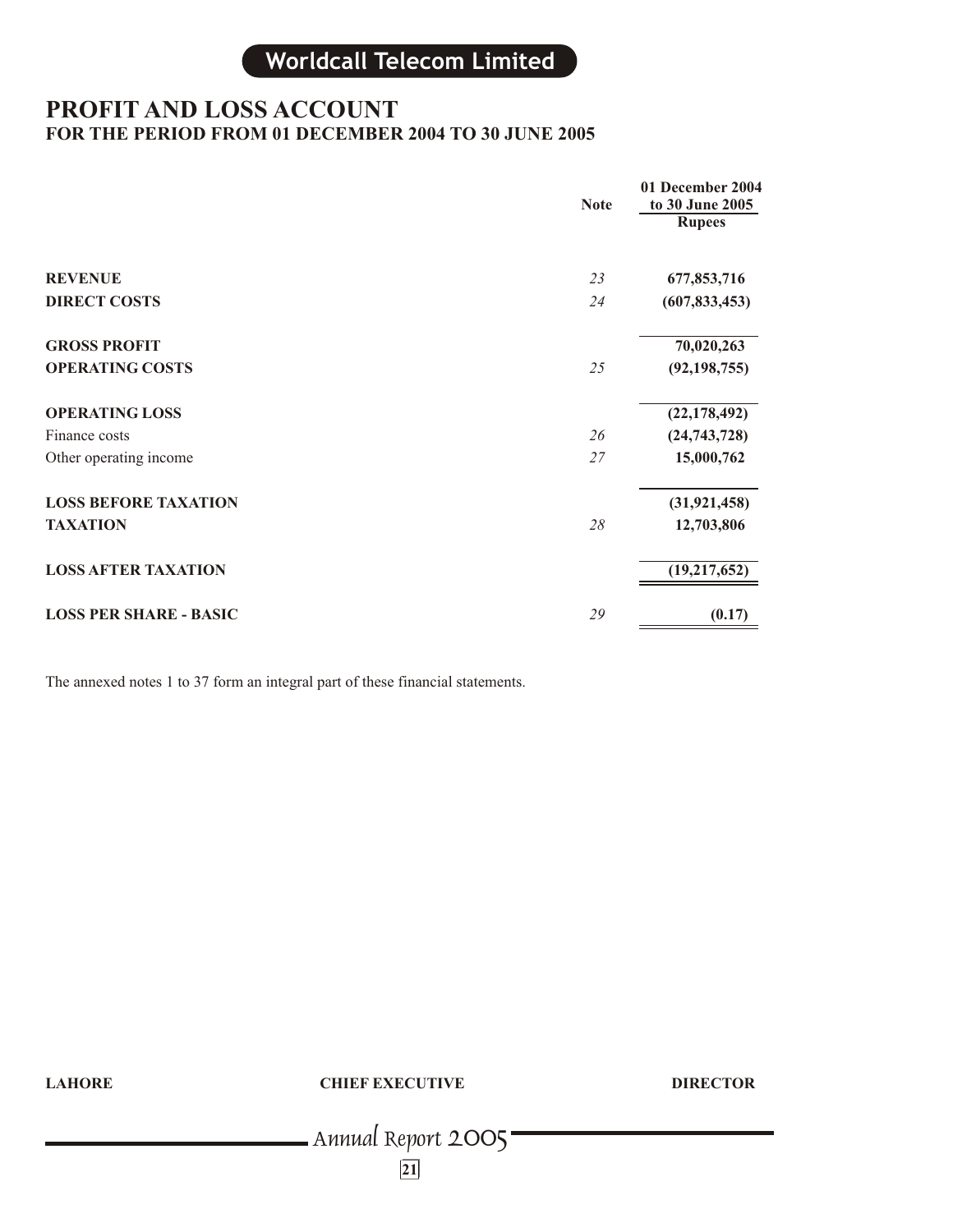# PROFIT AND LOSS ACCOUNT

## FOR THE PERIOD FROM 01 DECEMBER 2004 TO 30 JUNE 2005

| | Note | 01 December 2004 to 30 June 2005 Rupees |
|---|---|---|
| **REVENUE** | *23* | **677,853,716** |
| **DIRECT COSTS** | *24* | **(607,833,453)** |
| **GROSS PROFIT** | | **70,020,263** |
| **OPERATING COSTS** | *25* | **(92,198,755)** |
| **OPERATING LOSS** | | **(22,178,492)** |
| Finance costs | *26* | **(24,743,728)** |
| Other operating income | *27* | **15,000,762** |
| **LOSS BEFORE TAXATION** | | **(31,921,458)** |
| **TAXATION** | *28* | **12,703,806** |
| **LOSS AFTER TAXATION** | | **(19,217,652)** |
| **LOSS PER SHARE - BASIC** | *29* | **(0.17)** |

The annexed notes 1 to 37 form an integral part of these financial statements.

**LAHORE** **CHIEF EXECUTIVE** **DIRECTOR**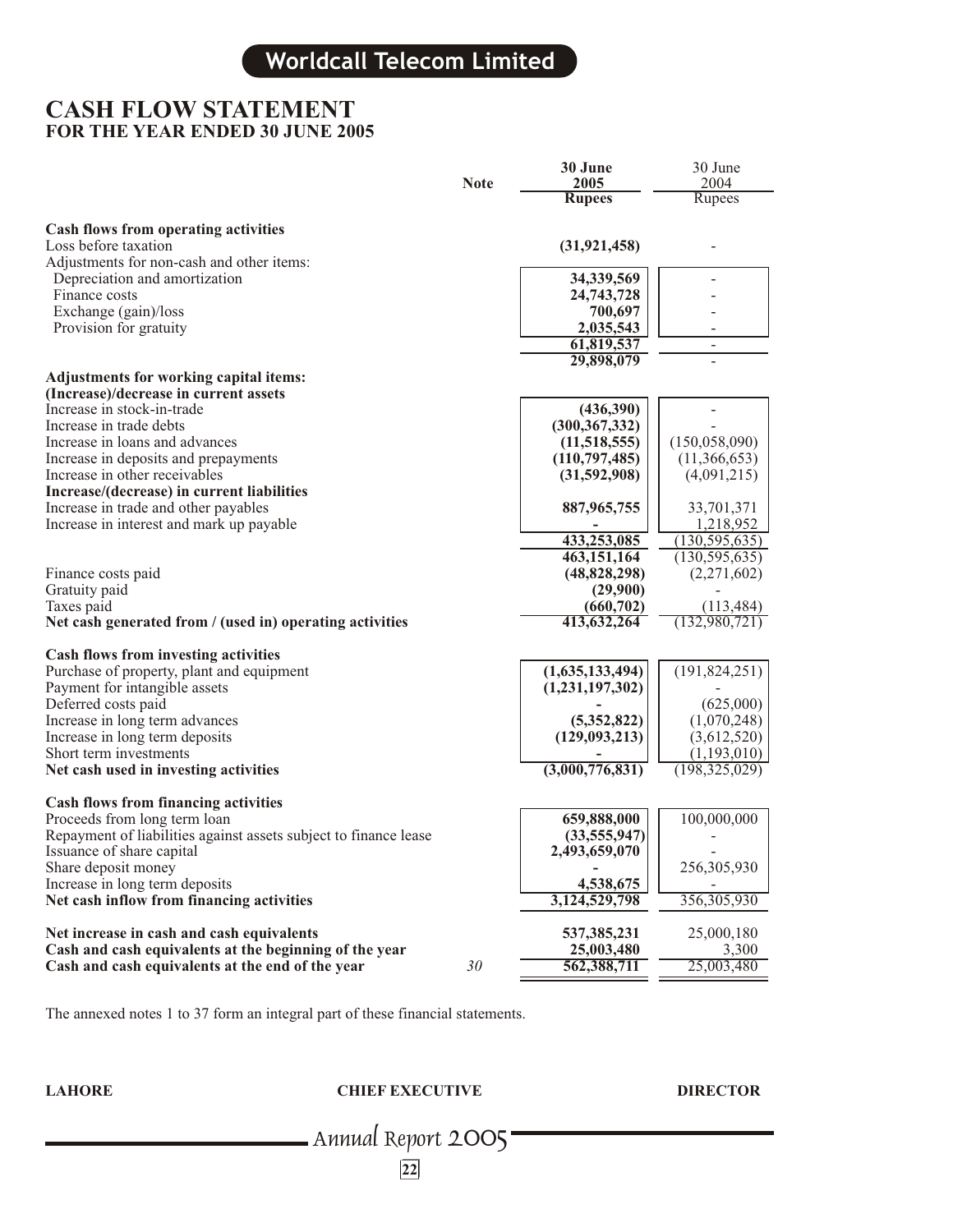## CASH FLOW STATEMENT
### FOR THE YEAR ENDED 30 JUNE 2005

| | Note | 30 June 2005 Rupees | 30 June 2004 Rupees |
|---|---|---|---|
| **Cash flows from operating activities** | | | |
| Loss before taxation | | **(31,921,458)** | - |
| Adjustments for non-cash and other items: | | | |
| Depreciation and amortization | | **34,339,569** | - |
| Finance costs | | **24,743,728** | - |
| Exchange (gain)/loss | | **700,697** | - |
| Provision for gratuity | | **2,035,543** | - |
| | | **61,819,537** | - |
| | | **29,898,079** | - |
| **Adjustments for working capital items:** | | | |
| **(Increase)/decrease in current assets** | | | |
| Increase in stock-in-trade | | **(436,390)** | - |
| Increase in trade debts | | **(300,367,332)** | - |
| Increase in loans and advances | | **(11,518,555)** | (150,058,090) |
| Increase in deposits and prepayments | | **(110,797,485)** | (11,366,653) |
| Increase in other receivables | | **(31,592,908)** | (4,091,215) |
| **Increase/(decrease) in current liabilities** | | | |
| Increase in trade and other payables | | **887,965,755** | 33,701,371 |
| Increase in interest and mark up payable | | **-** | 1,218,952 |
| | | **433,253,085** | (130,595,635) |
| | | **463,151,164** | (130,595,635) |
| Finance costs paid | | **(48,828,298)** | (2,271,602) |
| Gratuity paid | | **(29,900)** | - |
| Taxes paid | | **(660,702)** | (113,484) |
| **Net cash generated from / (used in) operating activities** | | **413,632,264** | (132,980,721) |
| **Cash flows from investing activities** | | | |
| Purchase of property, plant and equipment | | **(1,635,133,494)** | (191,824,251) |
| Payment for intangible assets | | **(1,231,197,302)** | - |
| Deferred costs paid | | **-** | (625,000) |
| Increase in long term advances | | **(5,352,822)** | (1,070,248) |
| Increase in long term deposits | | **(129,093,213)** | (3,612,520) |
| Short term investments | | **-** | (1,193,010) |
| **Net cash used in investing activities** | | **(3,000,776,831)** | (198,325,029) |
| **Cash flows from financing activities** | | | |
| Proceeds from long term loan | | **659,888,000** | 100,000,000 |
| Repayment of liabilities against assets subject to finance lease | | **(33,555,947)** | - |
| Issuance of share capital | | **2,493,659,070** | - |
| Share deposit money | | **-** | 256,305,930 |
| Increase in long term deposits | | **4,538,675** | - |
| **Net cash inflow from financing activities** | | **3,124,529,798** | 356,305,930 |
| **Net increase in cash and cash equivalents** | | **537,385,231** | 25,000,180 |
| **Cash and cash equivalents at the beginning of the year** | | **25,003,480** | 3,300 |
| **Cash and cash equivalents at the end of the year** | *30* | **562,388,711** | 25,003,480 |

The annexed notes 1 to 37 form an integral part of these financial statements.

**LAHORE** **CHIEF EXECUTIVE** **DIRECTOR**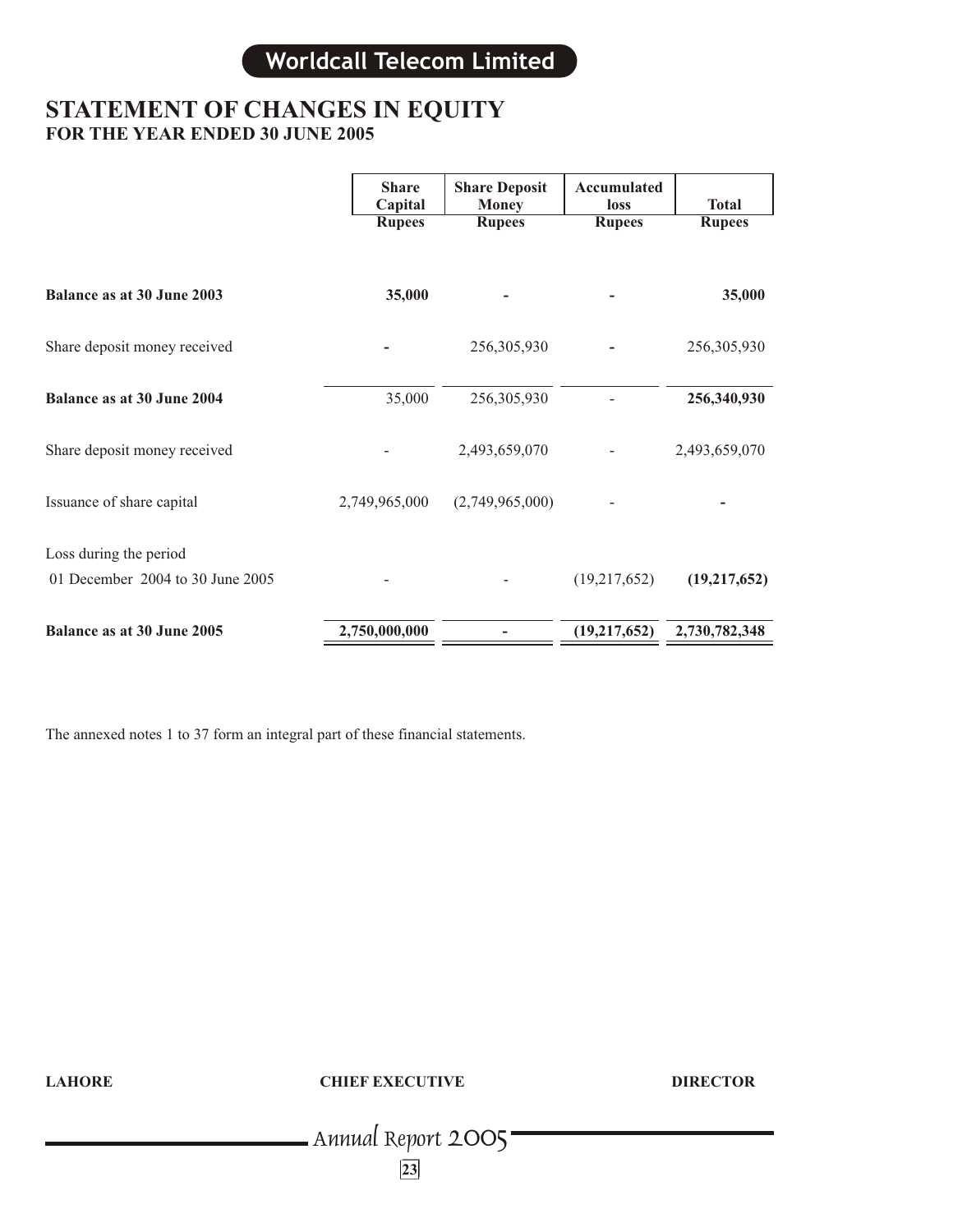# STATEMENT OF CHANGES IN EQUITY
## FOR THE YEAR ENDED 30 JUNE 2005

| | Share Capital | Share Deposit Money | Accumulated loss | Total |
|---|---|---|---|---|
| | Rupees | Rupees | Rupees | Rupees |
| **Balance as at 30 June 2003** | **35,000** | - | - | **35,000** |
| Share deposit money received | - | 256,305,930 | - | 256,305,930 |
| **Balance as at 30 June 2004** | 35,000 | 256,305,930 | - | **256,340,930** |
| Share deposit money received | - | 2,493,659,070 | - | 2,493,659,070 |
| Issuance of share capital | 2,749,965,000 | (2,749,965,000) | - | - |
| Loss during the period 01 December 2004 to 30 June 2005 | - | - | (19,217,652) | **(19,217,652)** |
| **Balance as at 30 June 2005** | **2,750,000,000** | **-** | **(19,217,652)** | **2,730,782,348** |

The annexed notes 1 to 37 form an integral part of these financial statements.

**LAHORE** **CHIEF EXECUTIVE** **DIRECTOR**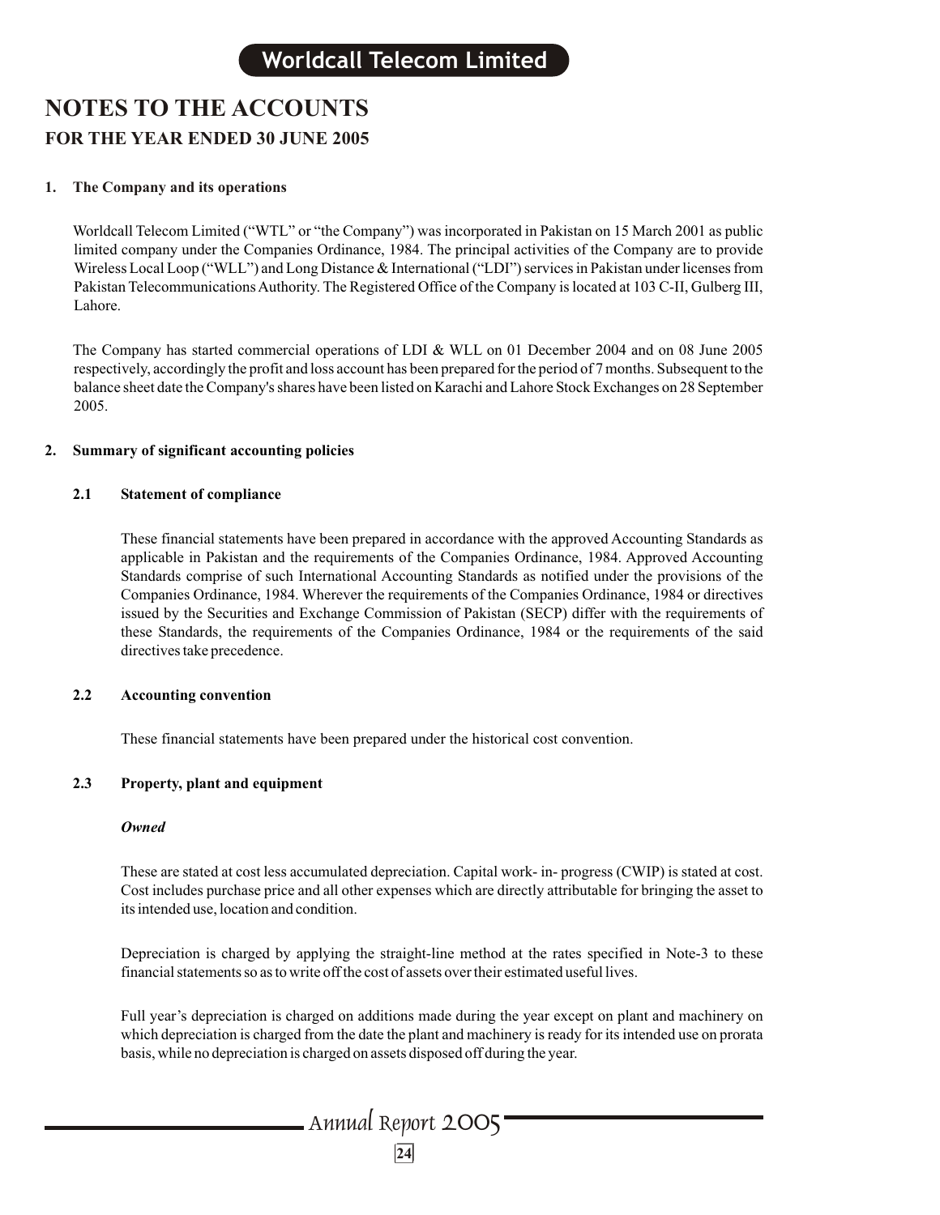# NOTES TO THE ACCOUNTS
## FOR THE YEAR ENDED 30 JUNE 2005

**1. The Company and its operations**

Worldcall Telecom Limited ("WTL" or "the Company") was incorporated in Pakistan on 15 March 2001 as public limited company under the Companies Ordinance, 1984. The principal activities of the Company are to provide Wireless Local Loop ("WLL") and Long Distance & International ("LDI") services in Pakistan under licenses from Pakistan Telecommunications Authority. The Registered Office of the Company is located at 103 C-II, Gulberg III, Lahore.

The Company has started commercial operations of LDI & WLL on 01 December 2004 and on 08 June 2005 respectively, accordingly the profit and loss account has been prepared for the period of 7 months. Subsequent to the balance sheet date the Company's shares have been listed on Karachi and Lahore Stock Exchanges on 28 September 2005.

**2. Summary of significant accounting policies**

**2.1 Statement of compliance**

These financial statements have been prepared in accordance with the approved Accounting Standards as applicable in Pakistan and the requirements of the Companies Ordinance, 1984. Approved Accounting Standards comprise of such International Accounting Standards as notified under the provisions of the Companies Ordinance, 1984. Wherever the requirements of the Companies Ordinance, 1984 or directives issued by the Securities and Exchange Commission of Pakistan (SECP) differ with the requirements of these Standards, the requirements of the Companies Ordinance, 1984 or the requirements of the said directives take precedence.

**2.2 Accounting convention**

These financial statements have been prepared under the historical cost convention.

**2.3 Property, plant and equipment**

***Owned***

These are stated at cost less accumulated depreciation. Capital work- in- progress (CWIP) is stated at cost. Cost includes purchase price and all other expenses which are directly attributable for bringing the asset to its intended use, location and condition.

Depreciation is charged by applying the straight-line method at the rates specified in Note-3 to these financial statements so as to write off the cost of assets over their estimated useful lives.

Full year's depreciation is charged on additions made during the year except on plant and machinery on which depreciation is charged from the date the plant and machinery is ready for its intended use on prorata basis, while no depreciation is charged on assets disposed off during the year.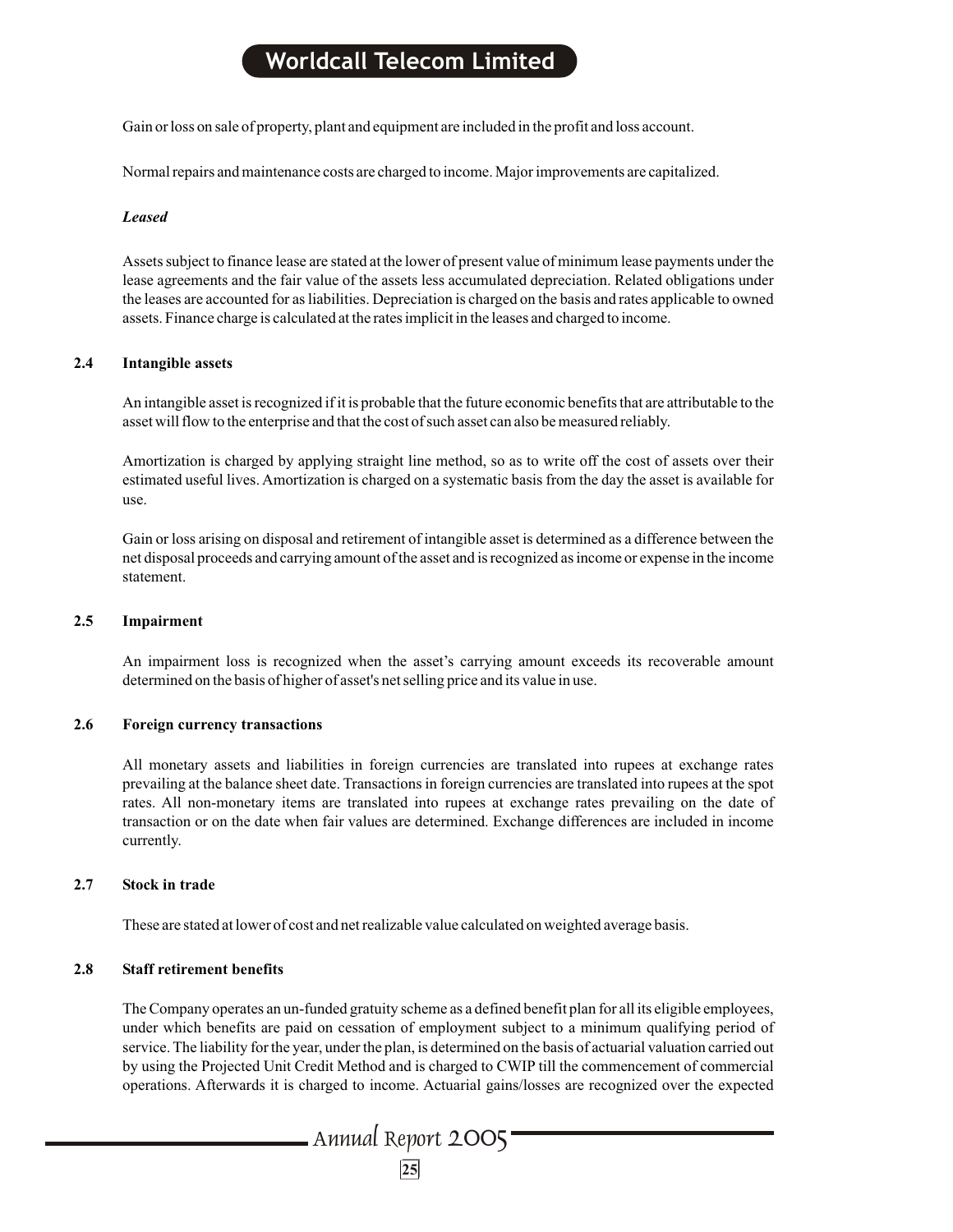Gain or loss on sale of property, plant and equipment are included in the profit and loss account.

Normal repairs and maintenance costs are charged to income. Major improvements are capitalized.

***Leased***

Assets subject to finance lease are stated at the lower of present value of minimum lease payments under the lease agreements and the fair value of the assets less accumulated depreciation. Related obligations under the leases are accounted for as liabilities. Depreciation is charged on the basis and rates applicable to owned assets. Finance charge is calculated at the rates implicit in the leases and charged to income.

### 2.4 Intangible assets

An intangible asset is recognized if it is probable that the future economic benefits that are attributable to the asset will flow to the enterprise and that the cost of such asset can also be measured reliably.

Amortization is charged by applying straight line method, so as to write off the cost of assets over their estimated useful lives. Amortization is charged on a systematic basis from the day the asset is available for use.

Gain or loss arising on disposal and retirement of intangible asset is determined as a difference between the net disposal proceeds and carrying amount of the asset and is recognized as income or expense in the income statement.

### 2.5 Impairment

An impairment loss is recognized when the asset's carrying amount exceeds its recoverable amount determined on the basis of higher of asset's net selling price and its value in use.

### 2.6 Foreign currency transactions

All monetary assets and liabilities in foreign currencies are translated into rupees at exchange rates prevailing at the balance sheet date. Transactions in foreign currencies are translated into rupees at the spot rates. All non-monetary items are translated into rupees at exchange rates prevailing on the date of transaction or on the date when fair values are determined. Exchange differences are included in income currently.

### 2.7 Stock in trade

These are stated at lower of cost and net realizable value calculated on weighted average basis.

### 2.8 Staff retirement benefits

The Company operates an un-funded gratuity scheme as a defined benefit plan for all its eligible employees, under which benefits are paid on cessation of employment subject to a minimum qualifying period of service. The liability for the year, under the plan, is determined on the basis of actuarial valuation carried out by using the Projected Unit Credit Method and is charged to CWIP till the commencement of commercial operations. Afterwards it is charged to income. Actuarial gains/losses are recognized over the expected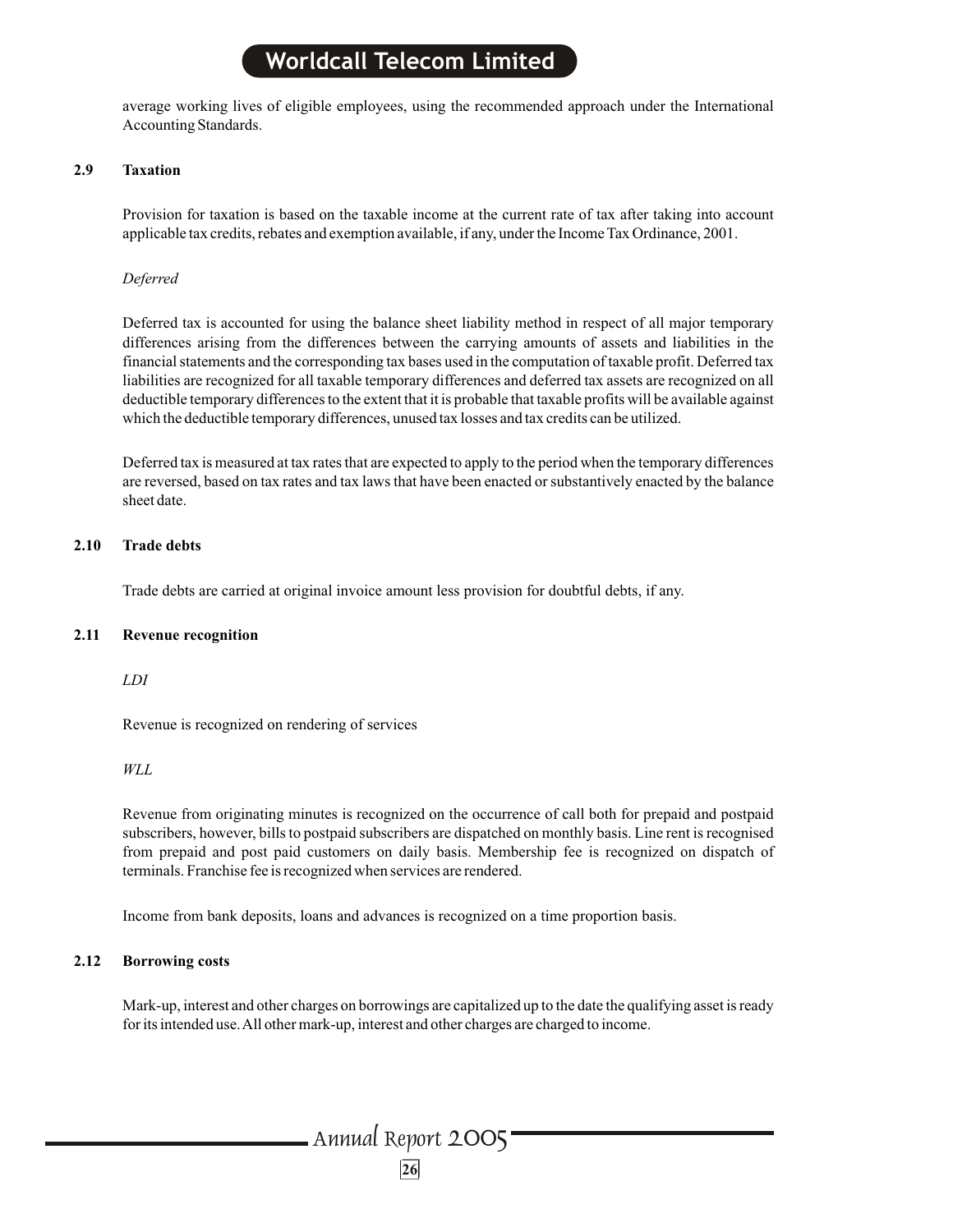average working lives of eligible employees, using the recommended approach under the International Accounting Standards.

### 2.9 Taxation

Provision for taxation is based on the taxable income at the current rate of tax after taking into account applicable tax credits, rebates and exemption available, if any, under the Income Tax Ordinance, 2001.

*Deferred*

Deferred tax is accounted for using the balance sheet liability method in respect of all major temporary differences arising from the differences between the carrying amounts of assets and liabilities in the financial statements and the corresponding tax bases used in the computation of taxable profit. Deferred tax liabilities are recognized for all taxable temporary differences and deferred tax assets are recognized on all deductible temporary differences to the extent that it is probable that taxable profits will be available against which the deductible temporary differences, unused tax losses and tax credits can be utilized.

Deferred tax is measured at tax rates that are expected to apply to the period when the temporary differences are reversed, based on tax rates and tax laws that have been enacted or substantively enacted by the balance sheet date.

### 2.10 Trade debts

Trade debts are carried at original invoice amount less provision for doubtful debts, if any.

### 2.11 Revenue recognition

*LDI*

Revenue is recognized on rendering of services

*WLL*

Revenue from originating minutes is recognized on the occurrence of call both for prepaid and postpaid subscribers, however, bills to postpaid subscribers are dispatched on monthly basis. Line rent is recognised from prepaid and post paid customers on daily basis. Membership fee is recognized on dispatch of terminals. Franchise fee is recognized when services are rendered.

Income from bank deposits, loans and advances is recognized on a time proportion basis.

### 2.12 Borrowing costs

Mark-up, interest and other charges on borrowings are capitalized up to the date the qualifying asset is ready for its intended use. All other mark-up, interest and other charges are charged to income.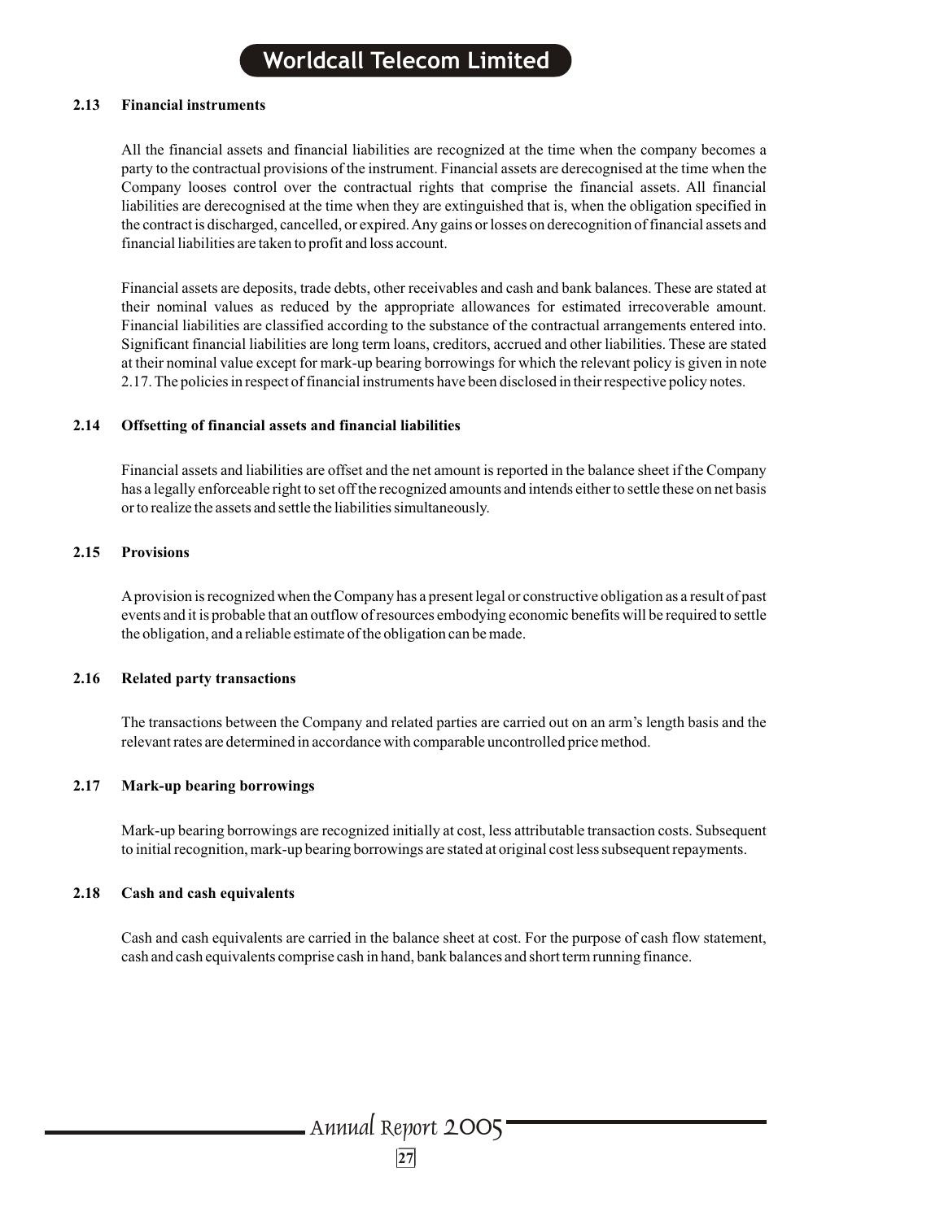### 2.13 Financial instruments

All the financial assets and financial liabilities are recognized at the time when the company becomes a party to the contractual provisions of the instrument. Financial assets are derecognised at the time when the Company looses control over the contractual rights that comprise the financial assets. All financial liabilities are derecognised at the time when they are extinguished that is, when the obligation specified in the contract is discharged, cancelled, or expired. Any gains or losses on derecognition of financial assets and financial liabilities are taken to profit and loss account.

Financial assets are deposits, trade debts, other receivables and cash and bank balances. These are stated at their nominal values as reduced by the appropriate allowances for estimated irrecoverable amount. Financial liabilities are classified according to the substance of the contractual arrangements entered into. Significant financial liabilities are long term loans, creditors, accrued and other liabilities. These are stated at their nominal value except for mark-up bearing borrowings for which the relevant policy is given in note 2.17. The policies in respect of financial instruments have been disclosed in their respective policy notes.

### 2.14 Offsetting of financial assets and financial liabilities

Financial assets and liabilities are offset and the net amount is reported in the balance sheet if the Company has a legally enforceable right to set off the recognized amounts and intends either to settle these on net basis or to realize the assets and settle the liabilities simultaneously.

### 2.15 Provisions

A provision is recognized when the Company has a present legal or constructive obligation as a result of past events and it is probable that an outflow of resources embodying economic benefits will be required to settle the obligation, and a reliable estimate of the obligation can be made.

### 2.16 Related party transactions

The transactions between the Company and related parties are carried out on an arm's length basis and the relevant rates are determined in accordance with comparable uncontrolled price method.

### 2.17 Mark-up bearing borrowings

Mark-up bearing borrowings are recognized initially at cost, less attributable transaction costs. Subsequent to initial recognition, mark-up bearing borrowings are stated at original cost less subsequent repayments.

### 2.18 Cash and cash equivalents

Cash and cash equivalents are carried in the balance sheet at cost. For the purpose of cash flow statement, cash and cash equivalents comprise cash in hand, bank balances and short term running finance.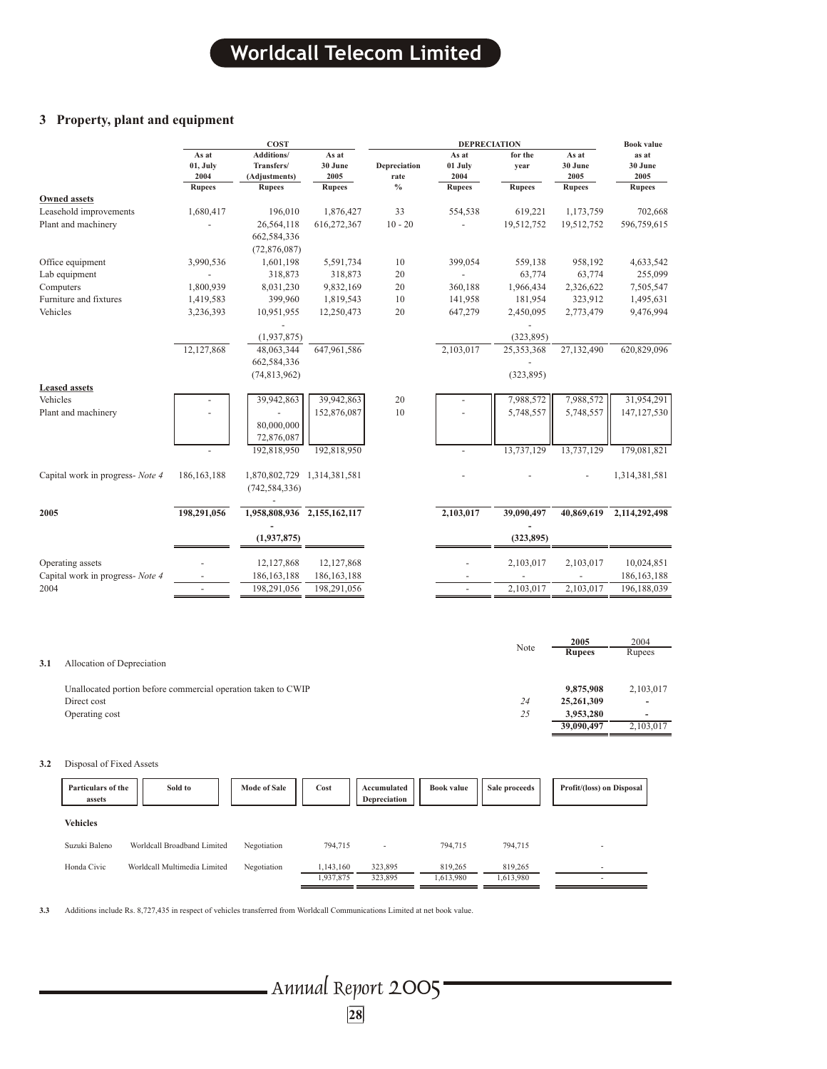## 3 Property, plant and equipment

| | COST | | | | DEPRECIATION | | | Book value |
|---|---|---|---|---|---|---|---|---|
| | As at 01, July 2004 | Additions/ Transfers/ (Adjustments) | As at 30 June 2005 | Depreciation rate | As at 01 July 2004 | for the year | As at 30 June 2005 | as at 30 June 2005 |
| | Rupees | Rupees | Rupees | % | Rupees | Rupees | Rupees | Rupees |
| **Owned assets** | | | | | | | | |
| Leasehold improvements | 1,680,417 | 196,010 | 1,876,427 | 33 | 554,538 | 619,221 | 1,173,759 | 702,668 |
| Plant and machinery | - | 26,564,118 | 616,272,367 | 10 - 20 | - | 19,512,752 | 19,512,752 | 596,759,615 |
| | | 662,584,336 | | | | | | |
| | | (72,876,087) | | | | | | |
| Office equipment | 3,990,536 | 1,601,198 | 5,591,734 | 10 | 399,054 | 559,138 | 958,192 | 4,633,542 |
| Lab equipment | - | 318,873 | 318,873 | 20 | - | 63,774 | 63,774 | 255,099 |
| Computers | 1,800,939 | 8,031,230 | 9,832,169 | 20 | 360,188 | 1,966,434 | 2,326,622 | 7,505,547 |
| Furniture and fixtures | 1,419,583 | 399,960 | 1,819,543 | 10 | 141,958 | 181,954 | 323,912 | 1,495,631 |
| Vehicles | 3,236,393 | 10,951,955 | 12,250,473 | 20 | 647,279 | 2,450,095 | 2,773,479 | 9,476,994 |
| | | - | | | | - | | |
| | | (1,937,875) | | | | (323,895) | | |
| | 12,127,868 | 48,063,344 | 647,961,586 | | 2,103,017 | 25,353,368 | 27,132,490 | 620,829,096 |
| | | 662,584,336 | | | | - | | |
| | | (74,813,962) | | | | (323,895) | | |
| **Leased assets** | | | | | | | | |
| Vehicles | - | 39,942,863 | 39,942,863 | 20 | - | 7,988,572 | 7,988,572 | 31,954,291 |
| Plant and machinery | - | - | 152,876,087 | 10 | - | 5,748,557 | 5,748,557 | 147,127,530 |
| | | 80,000,000 | | | | | | |
| | | 72,876,087 | | | | | | |
| | - | 192,818,950 | 192,818,950 | | - | 13,737,129 | 13,737,129 | 179,081,821 |
| Capital work in progress- *Note 4* | 186,163,188 | 1,870,802,729 | 1,314,381,581 | | - | - | - | 1,314,381,581 |
| | | (742,584,336) | | | | | | |
| | | - | | | | | | |
| **2005** | **198,291,056** | **1,958,808,936** | **2,155,162,117** | | **2,103,017** | **39,090,497** | **40,869,619** | **2,114,292,498** |
| | | **-** | | | | **-** | | |
| | | **(1,937,875)** | | | | **(323,895)** | | |
| Operating assets | - | 12,127,868 | 12,127,868 | | - | 2,103,017 | 2,103,017 | 10,024,851 |
| Capital work in progress- *Note 4* | - | 186,163,188 | 186,163,188 | | - | - | - | 186,163,188 |
| 2004 | - | 198,291,056 | 198,291,056 | | - | 2,103,017 | 2,103,017 | 196,188,039 |

**3.1** Allocation of Depreciation

| | Note | 2005 Rupees | 2004 Rupees |
|---|---|---|---|
| Unallocated portion before commercial operation taken to CWIP | | **9,875,908** | 2,103,017 |
| Direct cost | *24* | **25,261,309** | - |
| Operating cost | *25* | **3,953,280** | - |
| | | **39,090,497** | 2,103,017 |

**3.2** Disposal of Fixed Assets

| Particulars of the assets | Sold to | Mode of Sale | Cost | Accumulated Depreciation | Book value | Sale proceeds | Profit/(loss) on Disposal |
|---|---|---|---|---|---|---|---|
| **Vehicles** | | | | | | | |
| Suzuki Baleno | Worldcall Broadband Limited | Negotiation | 794,715 | - | 794,715 | 794,715 | - |
| Honda Civic | Worldcall Multimedia Limited | Negotiation | 1,143,160 | 323,895 | 819,265 | 819,265 | - |
| | | | 1,937,875 | 323,895 | 1,613,980 | 1,613,980 | - |

**3.3** Additions include Rs. 8,727,435 in respect of vehicles transferred from Worldcall Communications Limited at net book value.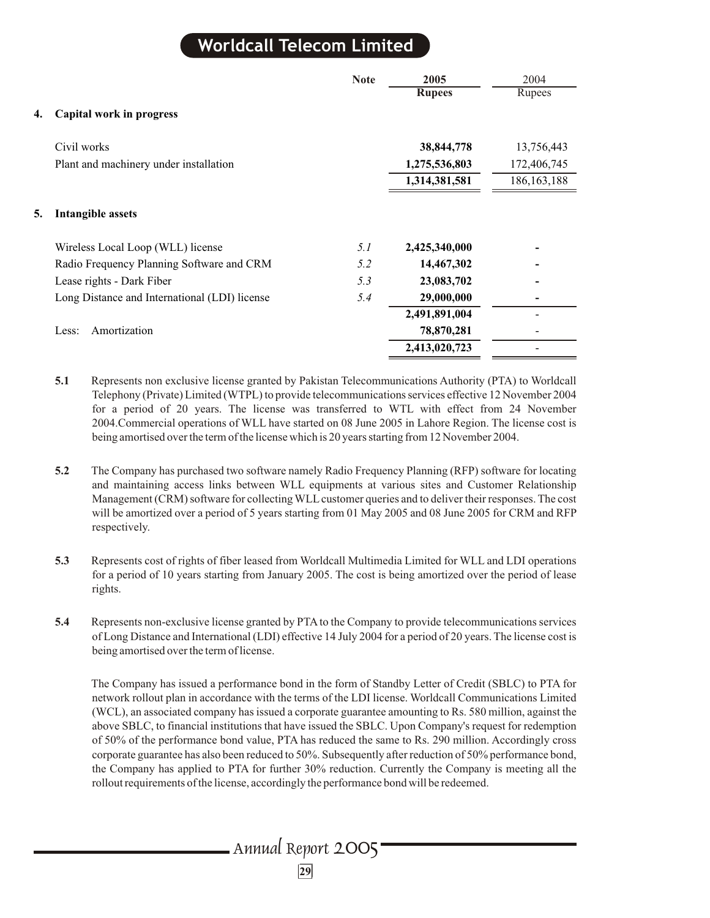| | Note | 2005 Rupees | 2004 Rupees |
|---|---|---|---|
| **4. Capital work in progress** | | | |
| Civil works | | **38,844,778** | 13,756,443 |
| Plant and machinery under installation | | **1,275,536,803** | 172,406,745 |
| | | **1,314,381,581** | 186,163,188 |
| **5. Intangible assets** | | | |
| Wireless Local Loop (WLL) license | *5.1* | **2,425,340,000** | - |
| Radio Frequency Planning Software and CRM | *5.2* | **14,467,302** | - |
| Lease rights - Dark Fiber | *5.3* | **23,083,702** | - |
| Long Distance and International (LDI) license | *5.4* | **29,000,000** | - |
| | | **2,491,891,004** | - |
| Less: Amortization | | **78,870,281** | - |
| | | **2,413,020,723** | - |

**5.1** Represents non exclusive license granted by Pakistan Telecommunications Authority (PTA) to Worldcall Telephony (Private) Limited (WTPL) to provide telecommunications services effective 12 November 2004 for a period of 20 years. The license was transferred to WTL with effect from 24 November 2004.Commercial operations of WLL have started on 08 June 2005 in Lahore Region. The license cost is being amortised over the term of the license which is 20 years starting from 12 November 2004.

**5.2** The Company has purchased two software namely Radio Frequency Planning (RFP) software for locating and maintaining access links between WLL equipments at various sites and Customer Relationship Management (CRM) software for collecting WLL customer queries and to deliver their responses. The cost will be amortized over a period of 5 years starting from 01 May 2005 and 08 June 2005 for CRM and RFP respectively.

**5.3** Represents cost of rights of fiber leased from Worldcall Multimedia Limited for WLL and LDI operations for a period of 10 years starting from January 2005. The cost is being amortized over the period of lease rights.

**5.4** Represents non-exclusive license granted by PTA to the Company to provide telecommunications services of Long Distance and International (LDI) effective 14 July 2004 for a period of 20 years. The license cost is being amortised over the term of license.

The Company has issued a performance bond in the form of Standby Letter of Credit (SBLC) to PTA for network rollout plan in accordance with the terms of the LDI license. Worldcall Communications Limited (WCL), an associated company has issued a corporate guarantee amounting to Rs. 580 million, against the above SBLC, to financial institutions that have issued the SBLC. Upon Company's request for redemption of 50% of the performance bond value, PTA has reduced the same to Rs. 290 million. Accordingly cross corporate guarantee has also been reduced to 50%. Subsequently after reduction of 50% performance bond, the Company has applied to PTA for further 30% reduction. Currently the Company is meeting all the rollout requirements of the license, accordingly the performance bond will be redeemed.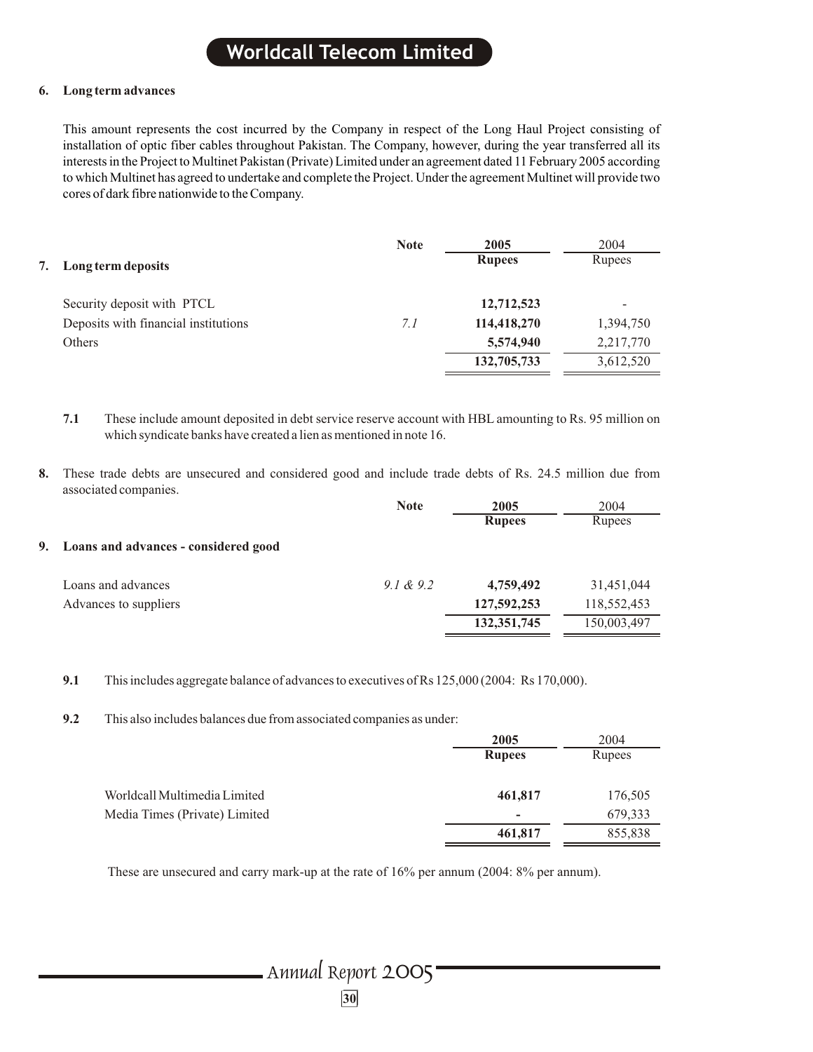**6. Long term advances**

This amount represents the cost incurred by the Company in respect of the Long Haul Project consisting of installation of optic fiber cables throughout Pakistan. The Company, however, during the year transferred all its interests in the Project to Multinet Pakistan (Private) Limited under an agreement dated 11 February 2005 according to which Multinet has agreed to undertake and complete the Project. Under the agreement Multinet will provide two cores of dark fibre nationwide to the Company.

| **7. Long term deposits** | Note | 2005 Rupees | 2004 Rupees |
|---|---|---|---|
| Security deposit with PTCL | | **12,712,523** | - |
| Deposits with financial institutions | *7.1* | **114,418,270** | 1,394,750 |
| Others | | **5,574,940** | 2,217,770 |
| | | **132,705,733** | 3,612,520 |

**7.1** These include amount deposited in debt service reserve account with HBL amounting to Rs. 95 million on which syndicate banks have created a lien as mentioned in note 16.

**8.** These trade debts are unsecured and considered good and include trade debts of Rs. 24.5 million due from associated companies.

| **9. Loans and advances - considered good** | Note | 2005 Rupees | 2004 Rupees |
|---|---|---|---|
| Loans and advances | *9.1 & 9.2* | **4,759,492** | 31,451,044 |
| Advances to suppliers | | **127,592,253** | 118,552,453 |
| | | **132,351,745** | 150,003,497 |

**9.1** This includes aggregate balance of advances to executives of Rs 125,000 (2004: Rs 170,000).

**9.2** This also includes balances due from associated companies as under:

| | 2005 Rupees | 2004 Rupees |
|---|---|---|
| Worldcall Multimedia Limited | **461,817** | 176,505 |
| Media Times (Private) Limited | **-** | 679,333 |
| | **461,817** | 855,838 |

These are unsecured and carry mark-up at the rate of 16% per annum (2004: 8% per annum).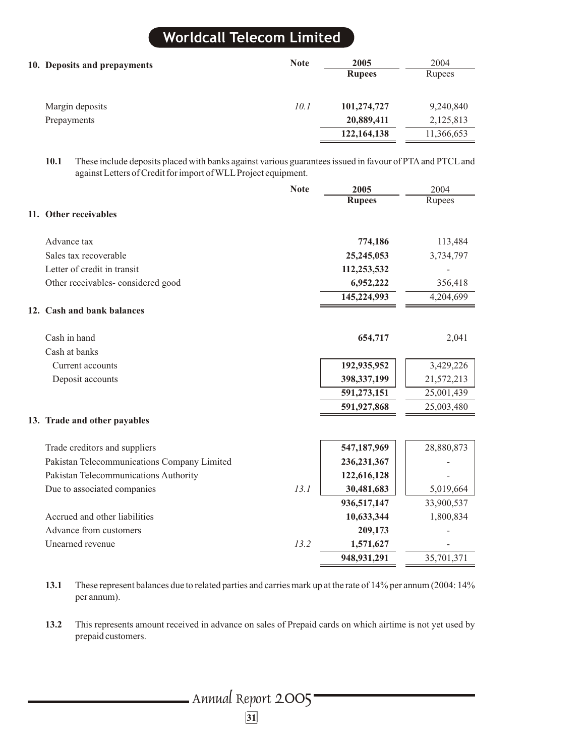## 10. Deposits and prepayments

| | Note | 2005 Rupees | 2004 Rupees |
|---|---|---|---|
| Margin deposits | *10.1* | **101,274,727** | 9,240,840 |
| Prepayments | | **20,889,411** | 2,125,813 |
| | | **122,164,138** | 11,366,653 |

**10.1** These include deposits placed with banks against various guarantees issued in favour of PTA and PTCL and against Letters of Credit for import of WLL Project equipment.

| | Note | 2005 Rupees | 2004 Rupees |
|---|---|---|---|
| **11. Other receivables** | | | |
| Advance tax | | **774,186** | 113,484 |
| Sales tax recoverable | | **25,245,053** | 3,734,797 |
| Letter of credit in transit | | **112,253,532** | - |
| Other receivables- considered good | | **6,952,222** | 356,418 |
| | | **145,224,993** | 4,204,699 |
| **12. Cash and bank balances** | | | |
| Cash in hand | | **654,717** | 2,041 |
| Cash at banks | | | |
| Current accounts | | **192,935,952** | 3,429,226 |
| Deposit accounts | | **398,337,199** | 21,572,213 |
| | | **591,273,151** | 25,001,439 |
| | | **591,927,868** | 25,003,480 |
| **13. Trade and other payables** | | | |
| Trade creditors and suppliers | | **547,187,969** | 28,880,873 |
| Pakistan Telecommunications Company Limited | | **236,231,367** | - |
| Pakistan Telecommunications Authority | | **122,616,128** | - |
| Due to associated companies | *13.1* | **30,481,683** | 5,019,664 |
| | | **936,517,147** | 33,900,537 |
| Accrued and other liabilities | | **10,633,344** | 1,800,834 |
| Advance from customers | | **209,173** | - |
| Unearned revenue | *13.2* | **1,571,627** | - |
| | | **948,931,291** | 35,701,371 |

**13.1** These represent balances due to related parties and carries mark up at the rate of 14% per annum (2004: 14% per annum).

**13.2** This represents amount received in advance on sales of Prepaid cards on which airtime is not yet used by prepaid customers.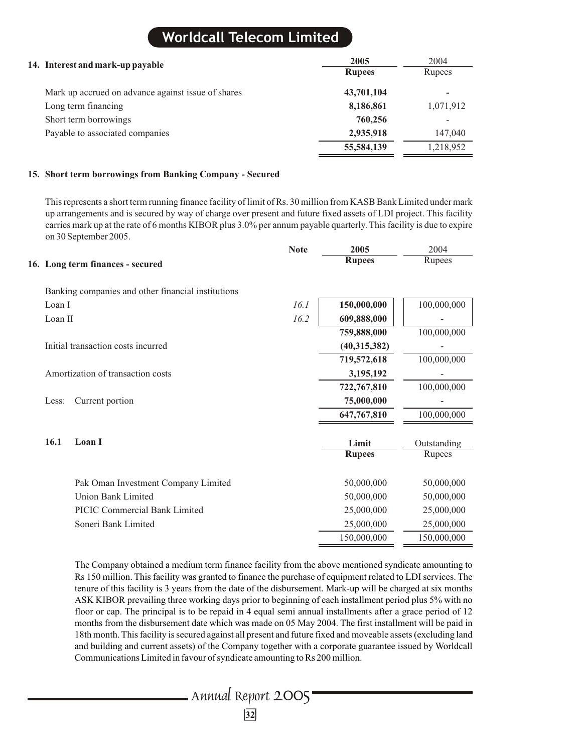## 14. Interest and mark-up payable

| | 2005 Rupees | 2004 Rupees |
|---|---|---|
| Mark up accrued on advance against issue of shares | **43,701,104** | - |
| Long term financing | **8,186,861** | 1,071,912 |
| Short term borrowings | **760,256** | - |
| Payable to associated companies | **2,935,918** | 147,040 |
| | **55,584,139** | 1,218,952 |

## 15. Short term borrowings from Banking Company - Secured

This represents a short term running finance facility of limit of Rs. 30 million from KASB Bank Limited under mark up arrangements and is secured by way of charge over present and future fixed assets of LDI project. This facility carries mark up at the rate of 6 months KIBOR plus 3.0% per annum payable quarterly. This facility is due to expire on 30 September 2005.

## 16. Long term finances - secured

| | Note | 2005 Rupees | 2004 Rupees |
|---|---|---|---|
| Banking companies and other financial institutions | | | |
| Loan I | *16.1* | **150,000,000** | 100,000,000 |
| Loan II | *16.2* | **609,888,000** | - |
| | | **759,888,000** | 100,000,000 |
| Initial transaction costs incurred | | **(40,315,382)** | - |
| | | **719,572,618** | 100,000,000 |
| Amortization of transaction costs | | **3,195,192** | - |
| | | **722,767,810** | 100,000,000 |
| Less: Current portion | | **75,000,000** | - |
| | | **647,767,810** | 100,000,000 |

### 16.1 Loan I

| | Limit Rupees | Outstanding Rupees |
|---|---|---|
| Pak Oman Investment Company Limited | 50,000,000 | 50,000,000 |
| Union Bank Limited | 50,000,000 | 50,000,000 |
| PICIC Commercial Bank Limited | 25,000,000 | 25,000,000 |
| Soneri Bank Limited | 25,000,000 | 25,000,000 |
| | 150,000,000 | 150,000,000 |

The Company obtained a medium term finance facility from the above mentioned syndicate amounting to Rs 150 million. This facility was granted to finance the purchase of equipment related to LDI services. The tenure of this facility is 3 years from the date of the disbursement. Mark-up will be charged at six months ASK KIBOR prevailing three working days prior to beginning of each installment period plus 5% with no floor or cap. The principal is to be repaid in 4 equal semi annual installments after a grace period of 12 months from the disbursement date which was made on 05 May 2004. The first installment will be paid in 18th month. This facility is secured against all present and future fixed and moveable assets (excluding land and building and current assets) of the Company together with a corporate guarantee issued by Worldcall Communications Limited in favour of syndicate amounting to Rs 200 million.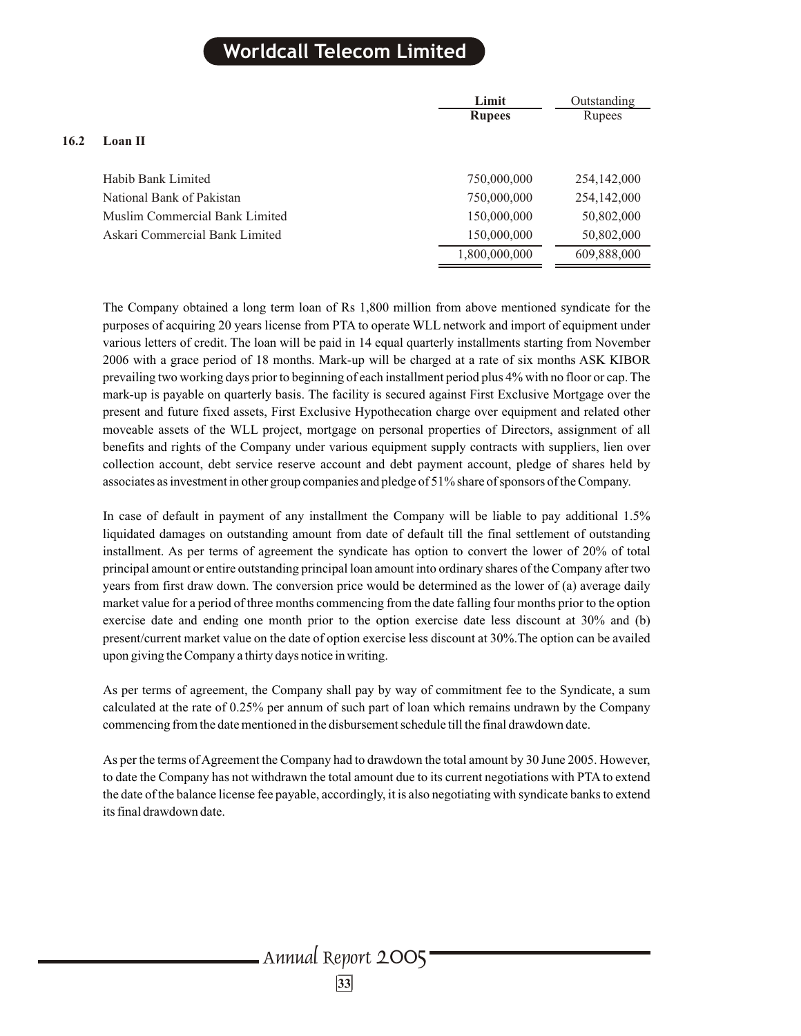### 16.2 Loan II

| | Limit Rupees | Outstanding Rupees |
|---|---|---|
| Habib Bank Limited | 750,000,000 | 254,142,000 |
| National Bank of Pakistan | 750,000,000 | 254,142,000 |
| Muslim Commercial Bank Limited | 150,000,000 | 50,802,000 |
| Askari Commercial Bank Limited | 150,000,000 | 50,802,000 |
| | 1,800,000,000 | 609,888,000 |

The Company obtained a long term loan of Rs 1,800 million from above mentioned syndicate for the purposes of acquiring 20 years license from PTA to operate WLL network and import of equipment under various letters of credit. The loan will be paid in 14 equal quarterly installments starting from November 2006 with a grace period of 18 months. Mark-up will be charged at a rate of six months ASK KIBOR prevailing two working days prior to beginning of each installment period plus 4% with no floor or cap. The mark-up is payable on quarterly basis. The facility is secured against First Exclusive Mortgage over the present and future fixed assets, First Exclusive Hypothecation charge over equipment and related other moveable assets of the WLL project, mortgage on personal properties of Directors, assignment of all benefits and rights of the Company under various equipment supply contracts with suppliers, lien over collection account, debt service reserve account and debt payment account, pledge of shares held by associates as investment in other group companies and pledge of 51% share of sponsors of the Company.

In case of default in payment of any installment the Company will be liable to pay additional 1.5% liquidated damages on outstanding amount from date of default till the final settlement of outstanding installment. As per terms of agreement the syndicate has option to convert the lower of 20% of total principal amount or entire outstanding principal loan amount into ordinary shares of the Company after two years from first draw down. The conversion price would be determined as the lower of (a) average daily market value for a period of three months commencing from the date falling four months prior to the option exercise date and ending one month prior to the option exercise date less discount at 30% and (b) present/current market value on the date of option exercise less discount at 30%.The option can be availed upon giving the Company a thirty days notice in writing.

As per terms of agreement, the Company shall pay by way of commitment fee to the Syndicate, a sum calculated at the rate of 0.25% per annum of such part of loan which remains undrawn by the Company commencing from the date mentioned in the disbursement schedule till the final drawdown date.

As per the terms of Agreement the Company had to drawdown the total amount by 30 June 2005. However, to date the Company has not withdrawn the total amount due to its current negotiations with PTA to extend the date of the balance license fee payable, accordingly, it is also negotiating with syndicate banks to extend its final drawdown date.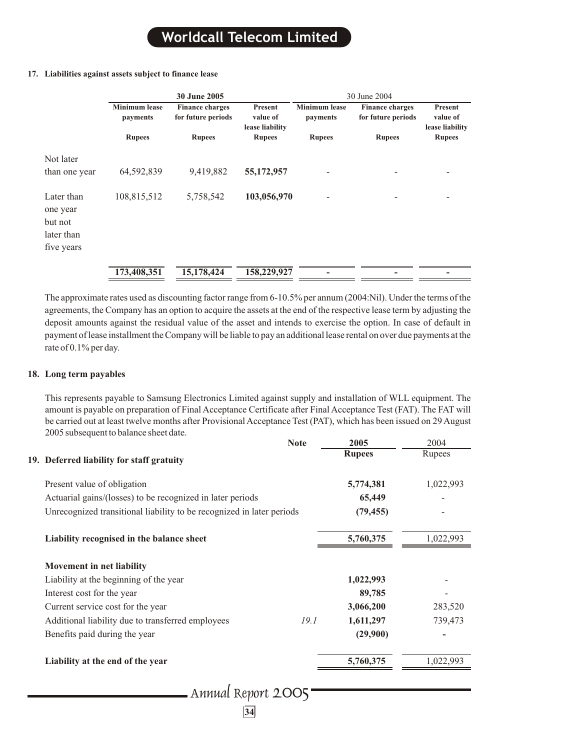## 17. Liabilities against assets subject to finance lease

| | 30 June 2005 | | | 30 June 2004 | | |
|---|---|---|---|---|---|---|
| | Minimum lease payments | Finance charges for future periods | Present value of lease liability | Minimum lease payments | Finance charges for future periods | Present value of lease liability |
| | Rupees | Rupees | Rupees | Rupees | Rupees | Rupees |
| Not later than one year | 64,592,839 | 9,419,882 | **55,172,957** | - | - | - |
| Later than one year but not later than five years | 108,815,512 | 5,758,542 | **103,056,970** | - | - | - |
| | **173,408,351** | **15,178,424** | **158,229,927** | - | - | - |

The approximate rates used as discounting factor range from 6-10.5% per annum (2004:Nil). Under the terms of the agreements, the Company has an option to acquire the assets at the end of the respective lease term by adjusting the deposit amounts against the residual value of the asset and intends to exercise the option. In case of default in payment of lease installment the Company will be liable to pay an additional lease rental on over due payments at the rate of 0.1% per day.

## 18. Long term payables

This represents payable to Samsung Electronics Limited against supply and installation of WLL equipment. The amount is payable on preparation of Final Acceptance Certificate after Final Acceptance Test (FAT). The FAT will be carried out at least twelve months after Provisional Acceptance Test (PAT), which has been issued on 29 August 2005 subsequent to balance sheet date.

## 19. Deferred liability for staff gratuity

| | Note | 2005 Rupees | 2004 Rupees |
|---|---|---|---|
| Present value of obligation | | **5,774,381** | 1,022,993 |
| Actuarial gains/(losses) to be recognized in later periods | | **65,449** | - |
| Unrecognized transitional liability to be recognized in later periods | | **(79,455)** | - |
| **Liability recognised in the balance sheet** | | **5,760,375** | 1,022,993 |
| **Movement in net liability** | | | |
| Liability at the beginning of the year | | **1,022,993** | - |
| Interest cost for the year | | **89,785** | - |
| Current service cost for the year | | **3,066,200** | 283,520 |
| Additional liability due to transferred employees | *19.1* | **1,611,297** | 739,473 |
| Benefits paid during the year | | **(29,900)** | - |
| **Liability at the end of the year** | | **5,760,375** | 1,022,993 |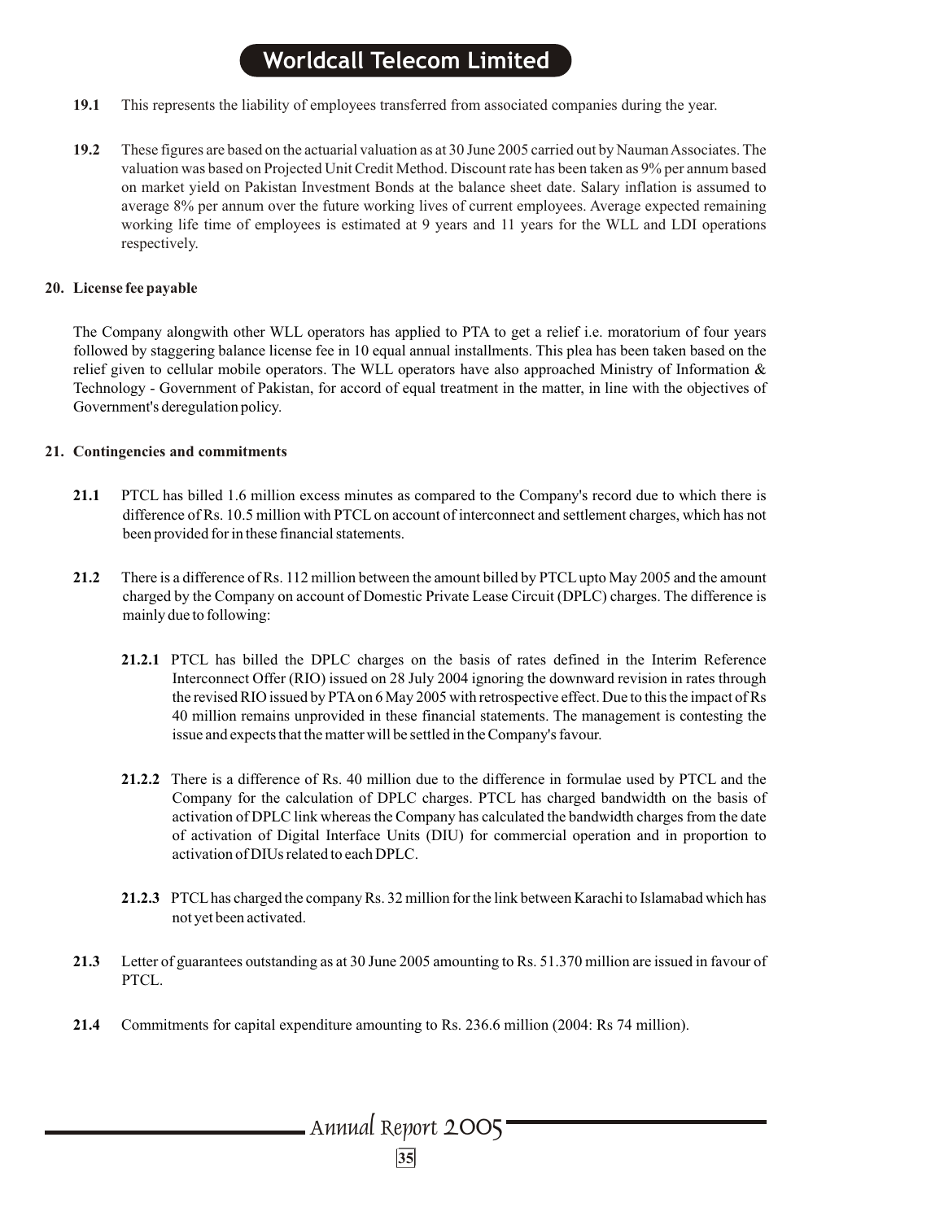**19.1** This represents the liability of employees transferred from associated companies during the year.

**19.2** These figures are based on the actuarial valuation as at 30 June 2005 carried out by Nauman Associates. The valuation was based on Projected Unit Credit Method. Discount rate has been taken as 9% per annum based on market yield on Pakistan Investment Bonds at the balance sheet date. Salary inflation is assumed to average 8% per annum over the future working lives of current employees. Average expected remaining working life time of employees is estimated at 9 years and 11 years for the WLL and LDI operations respectively.

## 20. License fee payable

The Company alongwith other WLL operators has applied to PTA to get a relief i.e. moratorium of four years followed by staggering balance license fee in 10 equal annual installments. This plea has been taken based on the relief given to cellular mobile operators. The WLL operators have also approached Ministry of Information & Technology - Government of Pakistan, for accord of equal treatment in the matter, in line with the objectives of Government's deregulation policy.

## 21. Contingencies and commitments

**21.1** PTCL has billed 1.6 million excess minutes as compared to the Company's record due to which there is difference of Rs. 10.5 million with PTCL on account of interconnect and settlement charges, which has not been provided for in these financial statements.

**21.2** There is a difference of Rs. 112 million between the amount billed by PTCL upto May 2005 and the amount charged by the Company on account of Domestic Private Lease Circuit (DPLC) charges. The difference is mainly due to following:

**21.2.1** PTCL has billed the DPLC charges on the basis of rates defined in the Interim Reference Interconnect Offer (RIO) issued on 28 July 2004 ignoring the downward revision in rates through the revised RIO issued by PTA on 6 May 2005 with retrospective effect. Due to this the impact of Rs 40 million remains unprovided in these financial statements. The management is contesting the issue and expects that the matter will be settled in the Company's favour.

**21.2.2** There is a difference of Rs. 40 million due to the difference in formulae used by PTCL and the Company for the calculation of DPLC charges. PTCL has charged bandwidth on the basis of activation of DPLC link whereas the Company has calculated the bandwidth charges from the date of activation of Digital Interface Units (DIU) for commercial operation and in proportion to activation of DIUs related to each DPLC.

**21.2.3** PTCL has charged the company Rs. 32 million for the link between Karachi to Islamabad which has not yet been activated.

**21.3** Letter of guarantees outstanding as at 30 June 2005 amounting to Rs. 51.370 million are issued in favour of PTCL.

**21.4** Commitments for capital expenditure amounting to Rs. 236.6 million (2004: Rs 74 million).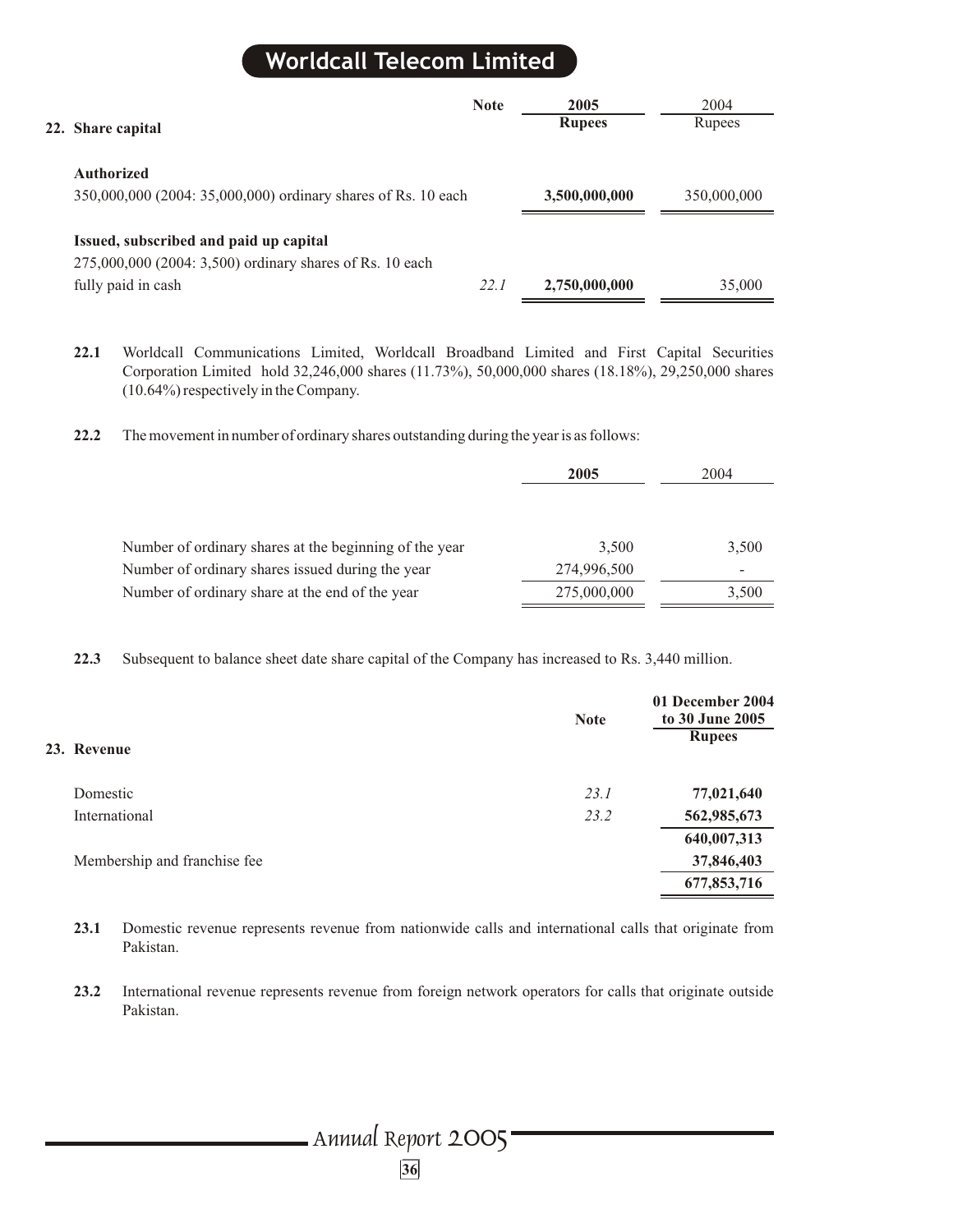## 22. Share capital

| | Note | 2005 Rupees | 2004 Rupees |
|---|---|---|---|
| **Authorized** | | | |
| 350,000,000 (2004: 35,000,000) ordinary shares of Rs. 10 each | | **3,500,000,000** | 350,000,000 |
| **Issued, subscribed and paid up capital** | | | |
| 275,000,000 (2004: 3,500) ordinary shares of Rs. 10 each fully paid in cash | *22.1* | **2,750,000,000** | 35,000 |

**22.1** Worldcall Communications Limited, Worldcall Broadband Limited and First Capital Securities Corporation Limited hold 32,246,000 shares (11.73%), 50,000,000 shares (18.18%), 29,250,000 shares (10.64%) respectively in the Company.

**22.2** The movement in number of ordinary shares outstanding during the year is as follows:

| | 2005 | 2004 |
|---|---|---|
| Number of ordinary shares at the beginning of the year | 3,500 | 3,500 |
| Number of ordinary shares issued during the year | 274,996,500 | - |
| Number of ordinary share at the end of the year | 275,000,000 | 3,500 |

**22.3** Subsequent to balance sheet date share capital of the Company has increased to Rs. 3,440 million.

## 23. Revenue

| | Note | 01 December 2004 to 30 June 2005 Rupees |
|---|---|---|
| Domestic | *23.1* | **77,021,640** |
| International | *23.2* | **562,985,673** |
| | | **640,007,313** |
| Membership and franchise fee | | **37,846,403** |
| | | **677,853,716** |

**23.1** Domestic revenue represents revenue from nationwide calls and international calls that originate from Pakistan.

**23.2** International revenue represents revenue from foreign network operators for calls that originate outside Pakistan.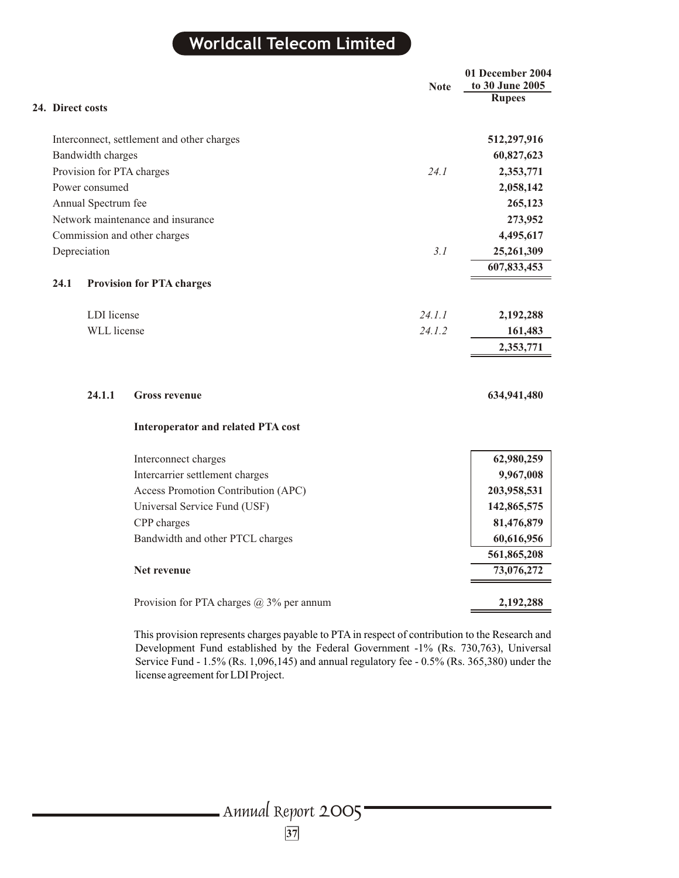## 24. Direct costs

| | Note | 01 December 2004 to 30 June 2005 Rupees |
|---|---|---|
| Interconnect, settlement and other charges | | **512,297,916** |
| Bandwidth charges | | **60,827,623** |
| Provision for PTA charges | *24.1* | **2,353,771** |
| Power consumed | | **2,058,142** |
| Annual Spectrum fee | | **265,123** |
| Network maintenance and insurance | | **273,952** |
| Commission and other charges | | **4,495,617** |
| Depreciation | *3.1* | **25,261,309** |
| | | **607,833,453** |

### 24.1 Provision for PTA charges

| | Note | Rupees |
|---|---|---|
| LDI license | *24.1.1* | **2,192,288** |
| WLL license | *24.1.2* | **161,483** |
| | | **2,353,771** |

#### 24.1.1 Gross revenue

| | Rupees |
|---|---|
| **Gross revenue** | **634,941,480** |
| **Interoperator and related PTA cost** | |
| Interconnect charges | **62,980,259** |
| Intercarrier settlement charges | **9,967,008** |
| Access Promotion Contribution (APC) | **203,958,531** |
| Universal Service Fund (USF) | **142,865,575** |
| CPP charges | **81,476,879** |
| Bandwidth and other PTCL charges | **60,616,956** |
| | **561,865,208** |
| **Net revenue** | **73,076,272** |
| Provision for PTA charges @ 3% per annum | **2,192,288** |

This provision represents charges payable to PTA in respect of contribution to the Research and Development Fund established by the Federal Government -1% (Rs. 730,763), Universal Service Fund - 1.5% (Rs. 1,096,145) and annual regulatory fee - 0.5% (Rs. 365,380) under the license agreement for LDI Project.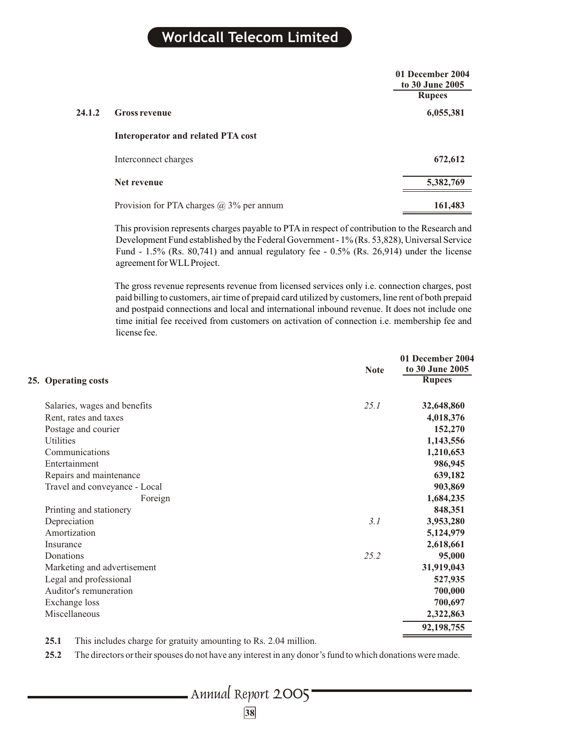| | | 01 December 2004 to 30 June 2005 Rupees |
|---|---|---|
| **24.1.2** | **Gross revenue** | **6,055,381** |
| | **Interoperator and related PTA cost** | |
| | Interconnect charges | **672,612** |
| | **Net revenue** | **5,382,769** |
| | Provision for PTA charges @ 3% per annum | **161,483** |

This provision represents charges payable to PTA in respect of contribution to the Research and Development Fund established by the Federal Government - 1% (Rs. 53,828), Universal Service Fund - 1.5% (Rs. 80,741) and annual regulatory fee - 0.5% (Rs. 26,914) under the license agreement for WLL Project.

The gross revenue represents revenue from licensed services only i.e. connection charges, post paid billing to customers, air time of prepaid card utilized by customers, line rent of both prepaid and postpaid connections and local and international inbound revenue. It does not include one time initial fee received from customers on activation of connection i.e. membership fee and license fee.

## 25. Operating costs

| | Note | 01 December 2004 to 30 June 2005 Rupees |
|---|---|---|
| Salaries, wages and benefits | *25.1* | **32,648,860** |
| Rent, rates and taxes | | **4,018,376** |
| Postage and courier | | **152,270** |
| Utilities | | **1,143,556** |
| Communications | | **1,210,653** |
| Entertainment | | **986,945** |
| Repairs and maintenance | | **639,182** |
| Travel and conveyance - Local | | **903,869** |
| Foreign | | **1,684,235** |
| Printing and stationery | | **848,351** |
| Depreciation | *3.1* | **3,953,280** |
| Amortization | | **5,124,979** |
| Insurance | | **2,618,661** |
| Donations | *25.2* | **95,000** |
| Marketing and advertisement | | **31,919,043** |
| Legal and professional | | **527,935** |
| Auditor's remuneration | | **700,000** |
| Exchange loss | | **700,697** |
| Miscellaneous | | **2,322,863** |
| | | **92,198,755** |

**25.1** This includes charge for gratuity amounting to Rs. 2.04 million.

**25.2** The directors or their spouses do not have any interest in any donor's fund to which donations were made.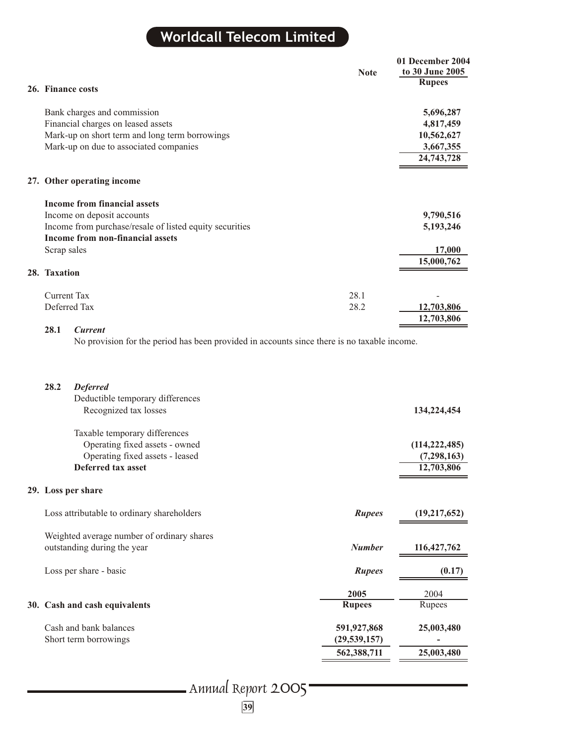| | Note | 01 December 2004 to 30 June 2005 Rupees |
|---|---|---|
| **26. Finance costs** | | |
| Bank charges and commission | | 5,696,287 |
| Financial charges on leased assets | | 4,817,459 |
| Mark-up on short term and long term borrowings | | 10,562,627 |
| Mark-up on due to associated companies | | 3,667,355 |
| | | 24,743,728 |
| **27. Other operating income** | | |
| **Income from financial assets** | | |
| Income on deposit accounts | | 9,790,516 |
| Income from purchase/resale of listed equity securities | | 5,193,246 |
| **Income from non-financial assets** | | |
| Scrap sales | | 17,000 |
| | | 15,000,762 |
| **28. Taxation** | | |
| Current Tax | 28.1 | - |
| Deferred Tax | 28.2 | 12,703,806 |
| | | 12,703,806 |

**28.1 *Current***

No provision for the period has been provided in accounts since there is no taxable income.

**28.2 *Deferred***

| | |
|---|---|
| Deductible temporary differences | |
| Recognized tax losses | 134,224,454 |
| Taxable temporary differences | |
| Operating fixed assets - owned | (114,222,485) |
| Operating fixed assets - leased | (7,298,163) |
| **Deferred tax asset** | 12,703,806 |

## 29. Loss per share

| | | |
|---|---|---|
| Loss attributable to ordinary shareholders | *Rupees* | (19,217,652) |
| Weighted average number of ordinary shares outstanding during the year | *Number* | 116,427,762 |
| Loss per share - basic | *Rupees* | (0.17) |

## 30. Cash and cash equivalents

| | 2005 Rupees | 2004 Rupees |
|---|---|---|
| Cash and bank balances | 591,927,868 | 25,003,480 |
| Short term borrowings | (29,539,157) | - |
| | 562,388,711 | 25,003,480 |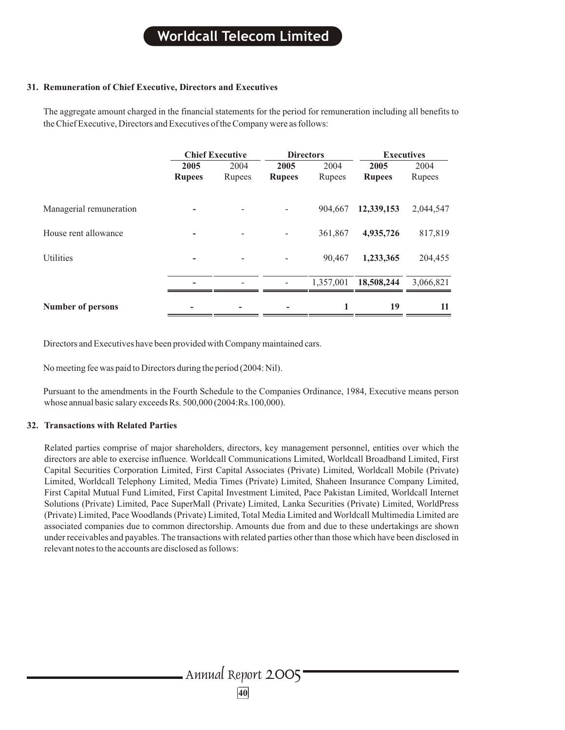### 31. Remuneration of Chief Executive, Directors and Executives

The aggregate amount charged in the financial statements for the period for remuneration including all benefits to the Chief Executive, Directors and Executives of the Company were as follows:

| | Chief Executive | | Directors | | Executives | |
|---|---|---|---|---|---|---|
| | **2005** | 2004 | **2005** | 2004 | **2005** | 2004 |
| | **Rupees** | Rupees | **Rupees** | Rupees | **Rupees** | Rupees |
| Managerial remuneration | **-** | - | - | 904,667 | **12,339,153** | 2,044,547 |
| House rent allowance | **-** | - | - | 361,867 | **4,935,726** | 817,819 |
| Utilities | **-** | - | - | 90,467 | **1,233,365** | 204,455 |
| | **-** | - | - | 1,357,001 | **18,508,244** | 3,066,821 |
| **Number of persons** | **-** | **-** | **-** | **1** | **19** | **11** |

Directors and Executives have been provided with Company maintained cars.

No meeting fee was paid to Directors during the period (2004: Nil).

Pursuant to the amendments in the Fourth Schedule to the Companies Ordinance, 1984, Executive means person whose annual basic salary exceeds Rs. 500,000 (2004:Rs.100,000).

### 32. Transactions with Related Parties

Related parties comprise of major shareholders, directors, key management personnel, entities over which the directors are able to exercise influence. Worldcall Communications Limited, Worldcall Broadband Limited, First Capital Securities Corporation Limited, First Capital Associates (Private) Limited, Worldcall Mobile (Private) Limited, Worldcall Telephony Limited, Media Times (Private) Limited, Shaheen Insurance Company Limited, First Capital Mutual Fund Limited, First Capital Investment Limited, Pace Pakistan Limited, Worldcall Internet Solutions (Private) Limited, Pace SuperMall (Private) Limited, Lanka Securities (Private) Limited, WorldPress (Private) Limited, Pace Woodlands (Private) Limited, Total Media Limited and Worldcall Multimedia Limited are associated companies due to common directorship. Amounts due from and due to these undertakings are shown under receivables and payables. The transactions with related parties other than those which have been disclosed in relevant notes to the accounts are disclosed as follows: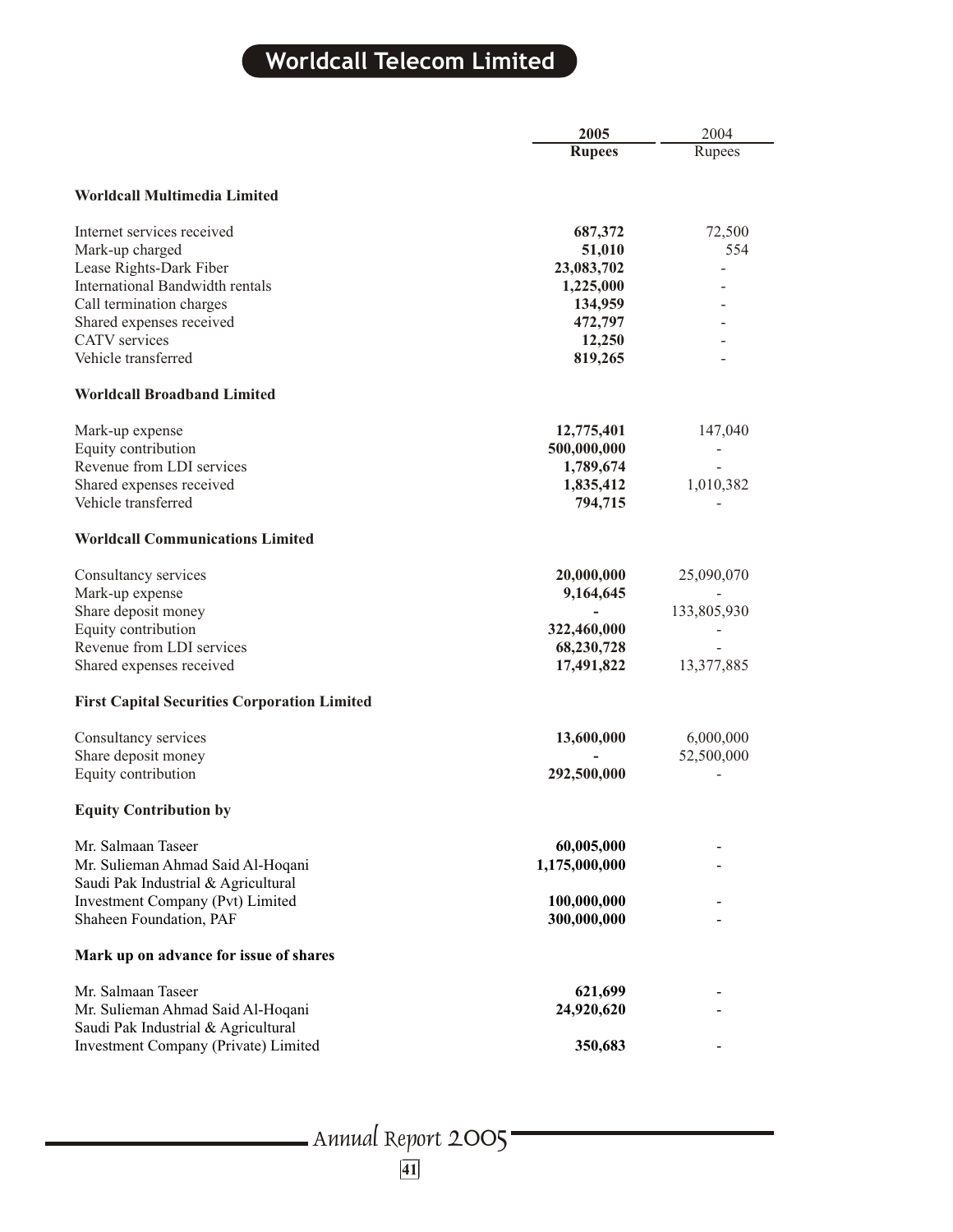| | 2005 Rupees | 2004 Rupees |
|---|---|---|
| **Worldcall Multimedia Limited** | | |
| Internet services received | **687,372** | 72,500 |
| Mark-up charged | **51,010** | 554 |
| Lease Rights-Dark Fiber | **23,083,702** | - |
| International Bandwidth rentals | **1,225,000** | - |
| Call termination charges | **134,959** | - |
| Shared expenses received | **472,797** | - |
| CATV services | **12,250** | - |
| Vehicle transferred | **819,265** | - |
| **Worldcall Broadband Limited** | | |
| Mark-up expense | **12,775,401** | 147,040 |
| Equity contribution | **500,000,000** | - |
| Revenue from LDI services | **1,789,674** | - |
| Shared expenses received | **1,835,412** | 1,010,382 |
| Vehicle transferred | **794,715** | - |
| **Worldcall Communications Limited** | | |
| Consultancy services | **20,000,000** | 25,090,070 |
| Mark-up expense | **9,164,645** | - |
| Share deposit money | **-** | 133,805,930 |
| Equity contribution | **322,460,000** | - |
| Revenue from LDI services | **68,230,728** | - |
| Shared expenses received | **17,491,822** | 13,377,885 |
| **First Capital Securities Corporation Limited** | | |
| Consultancy services | **13,600,000** | 6,000,000 |
| Share deposit money | **-** | 52,500,000 |
| Equity contribution | **292,500,000** | - |
| **Equity Contribution by** | | |
| Mr. Salmaan Taseer | **60,005,000** | - |
| Mr. Sulieman Ahmad Said Al-Hoqani | **1,175,000,000** | - |
| Saudi Pak Industrial & Agricultural Investment Company (Pvt) Limited | **100,000,000** | - |
| Shaheen Foundation, PAF | **300,000,000** | - |
| **Mark up on advance for issue of shares** | | |
| Mr. Salmaan Taseer | **621,699** | - |
| Mr. Sulieman Ahmad Said Al-Hoqani | **24,920,620** | - |
| Saudi Pak Industrial & Agricultural Investment Company (Private) Limited | **350,683** | - |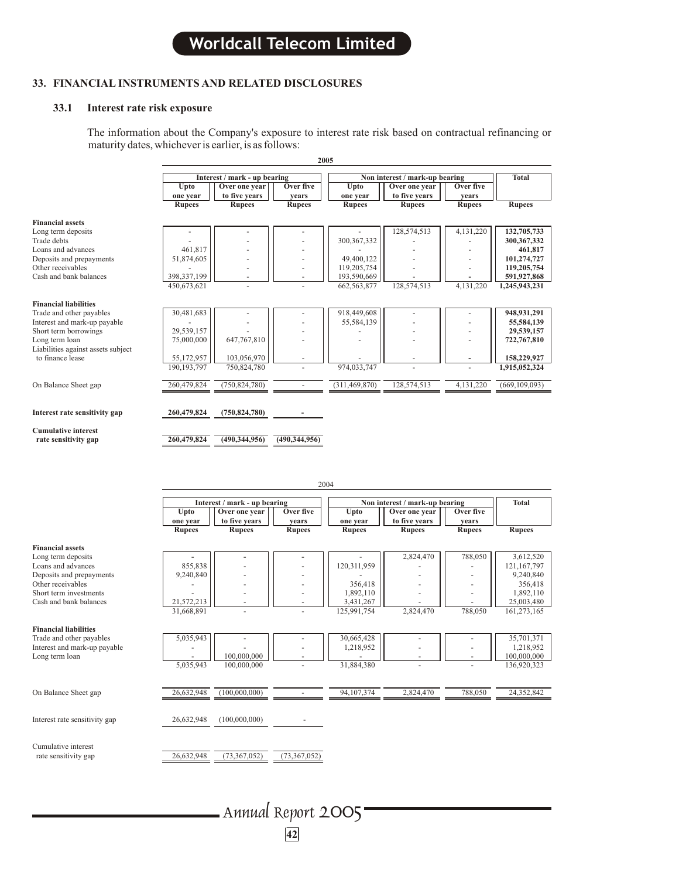## 33. FINANCIAL INSTRUMENTS AND RELATED DISCLOSURES

### 33.1 Interest rate risk exposure

The information about the Company's exposure to interest rate risk based on contractual refinancing or maturity dates, whichever is earlier, is as follows:

**2005**

| | Interest / mark - up bearing | | | Non interest / mark-up bearing | | | Total |
|---|---|---|---|---|---|---|---|
| | Upto one year | Over one year to five years | Over five years | Upto one year | Over one year to five years | Over five years | |
| | Rupees | Rupees | Rupees | Rupees | Rupees | Rupees | Rupees |
| **Financial assets** | | | | | | | |
| Long term deposits | - | - | - | - | 128,574,513 | 4,131,220 | **132,705,733** |
| Trade debts | - | - | - | 300,367,332 | - | - | **300,367,332** |
| Loans and advances | 461,817 | - | - | - | - | - | **461,817** |
| Deposits and prepayments | 51,874,605 | - | - | 49,400,122 | - | - | **101,274,727** |
| Other receivables | - | - | - | 119,205,754 | - | - | **119,205,754** |
| Cash and bank balances | 398,337,199 | - | - | 193,590,669 | - | - | **591,927,868** |
| | 450,673,621 | - | - | 662,563,877 | 128,574,513 | 4,131,220 | **1,245,943,231** |
| **Financial liabilities** | | | | | | | |
| Trade and other payables | 30,481,683 | - | - | 918,449,608 | - | - | **948,931,291** |
| Interest and mark-up payable | - | - | - | 55,584,139 | - | - | **55,584,139** |
| Short term borrowings | 29,539,157 | - | - | - | - | - | **29,539,157** |
| Long term loan | 75,000,000 | 647,767,810 | - | - | - | - | **722,767,810** |
| Liabilities against assets subject to finance lease | 55,172,957 | 103,056,970 | - | - | - | - | **158,229,927** |
| | 190,193,797 | 750,824,780 | - | 974,033,747 | - | - | **1,915,052,324** |
| On Balance Sheet gap | 260,479,824 | (750,824,780) | - | (311,469,870) | 128,574,513 | 4,131,220 | (669,109,093) |
| **Interest rate sensitivity gap** | **260,479,824** | **(750,824,780)** | **-** | | | | |
| **Cumulative interest rate sensitivity gap** | **260,479,824** | **(490,344,956)** | **(490,344,956)** | | | | |

2004

| | Interest / mark - up bearing | | | Non interest / mark-up bearing | | | Total |
|---|---|---|---|---|---|---|---|
| | Upto one year | Over one year to five years | Over five years | Upto one year | Over one year to five years | Over five years | |
| | Rupees | Rupees | Rupees | Rupees | Rupees | Rupees | Rupees |
| **Financial assets** | | | | | | | |
| Long term deposits | - | - | - | - | 2,824,470 | 788,050 | 3,612,520 |
| Loans and advances | 855,838 | - | - | 120,311,959 | - | - | 121,167,797 |
| Deposits and prepayments | 9,240,840 | - | - | - | - | - | 9,240,840 |
| Other receivables | - | - | - | 356,418 | - | - | 356,418 |
| Short term investments | - | - | - | 1,892,110 | - | - | 1,892,110 |
| Cash and bank balances | 21,572,213 | - | - | 3,431,267 | - | - | 25,003,480 |
| | 31,668,891 | - | - | 125,991,754 | 2,824,470 | 788,050 | 161,273,165 |
| **Financial liabilities** | | | | | | | |
| Trade and other payables | 5,035,943 | - | - | 30,665,428 | - | - | 35,701,371 |
| Interest and mark-up payable | - | - | - | 1,218,952 | - | - | 1,218,952 |
| Long term loan | - | 100,000,000 | - | - | - | - | 100,000,000 |
| | 5,035,943 | 100,000,000 | - | 31,884,380 | - | - | 136,920,323 |
| On Balance Sheet gap | 26,632,948 | (100,000,000) | - | 94,107,374 | 2,824,470 | 788,050 | 24,352,842 |
| Interest rate sensitivity gap | 26,632,948 | (100,000,000) | - | | | | |
| Cumulative interest rate sensitivity gap | 26,632,948 | (73,367,052) | (73,367,052) | | | | |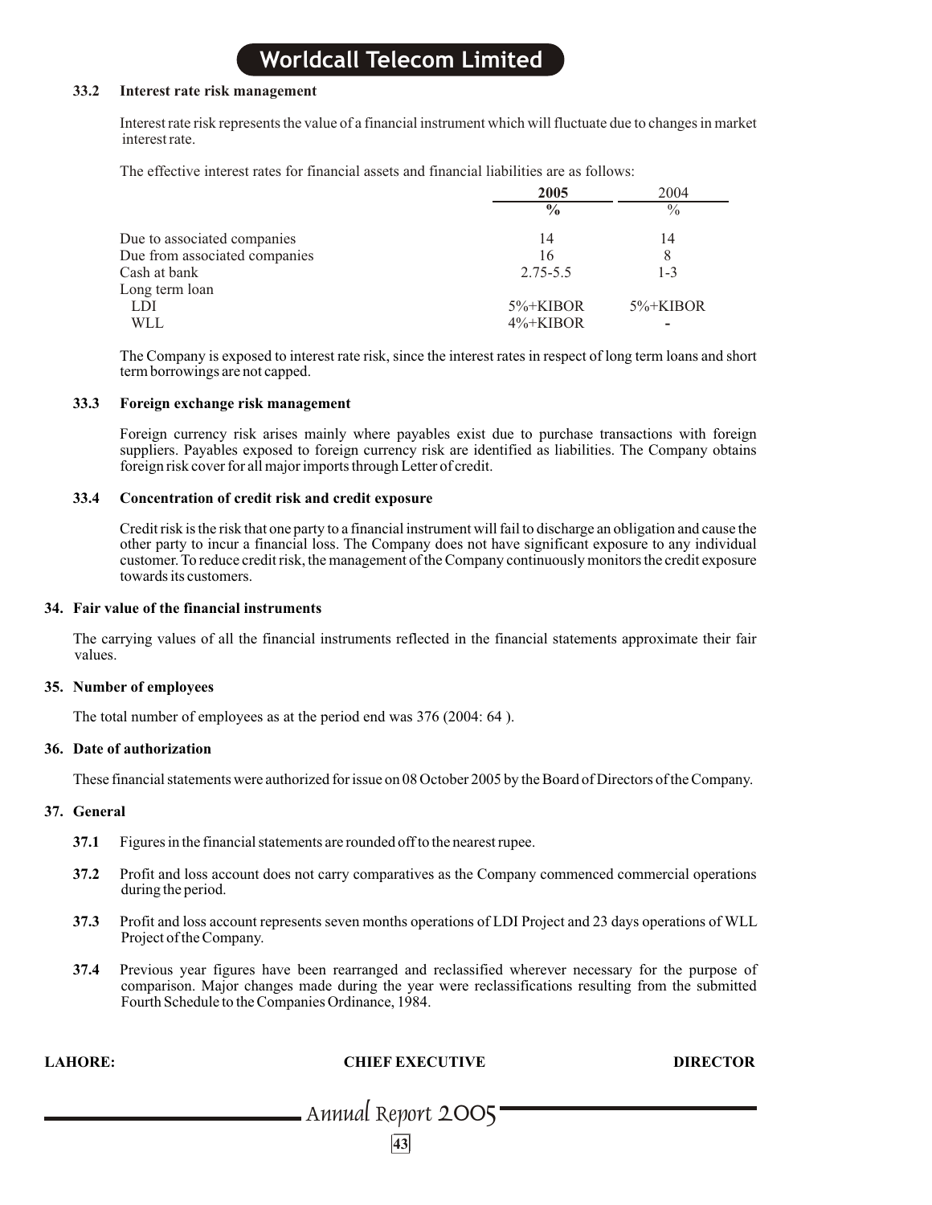### 33.2 Interest rate risk management

Interest rate risk represents the value of a financial instrument which will fluctuate due to changes in market interest rate.

The effective interest rates for financial assets and financial liabilities are as follows:

| | 2005 | 2004 |
|---|---|---|
| | % | % |
| Due to associated companies | 14 | 14 |
| Due from associated companies | 16 | 8 |
| Cash at bank | 2.75-5.5 | 1-3 |
| Long term loan | | |
| LDI | 5%+KIBOR | 5%+KIBOR |
| WLL | 4%+KIBOR | - |

The Company is exposed to interest rate risk, since the interest rates in respect of long term loans and short term borrowings are not capped.

### 33.3 Foreign exchange risk management

Foreign currency risk arises mainly where payables exist due to purchase transactions with foreign suppliers. Payables exposed to foreign currency risk are identified as liabilities. The Company obtains foreign risk cover for all major imports through Letter of credit.

### 33.4 Concentration of credit risk and credit exposure

Credit risk is the risk that one party to a financial instrument will fail to discharge an obligation and cause the other party to incur a financial loss. The Company does not have significant exposure to any individual customer. To reduce credit risk, the management of the Company continuously monitors the credit exposure towards its customers.

## 34. Fair value of the financial instruments

The carrying values of all the financial instruments reflected in the financial statements approximate their fair values.

## 35. Number of employees

The total number of employees as at the period end was 376 (2004: 64 ).

## 36. Date of authorization

These financial statements were authorized for issue on 08 October 2005 by the Board of Directors of the Company.

## 37. General

**37.1** Figures in the financial statements are rounded off to the nearest rupee.

**37.2** Profit and loss account does not carry comparatives as the Company commenced commercial operations during the period.

**37.3** Profit and loss account represents seven months operations of LDI Project and 23 days operations of WLL Project of the Company.

**37.4** Previous year figures have been rearranged and reclassified wherever necessary for the purpose of comparison. Major changes made during the year were reclassifications resulting from the submitted Fourth Schedule to the Companies Ordinance, 1984.

**LAHORE:** **CHIEF EXECUTIVE** **DIRECTOR**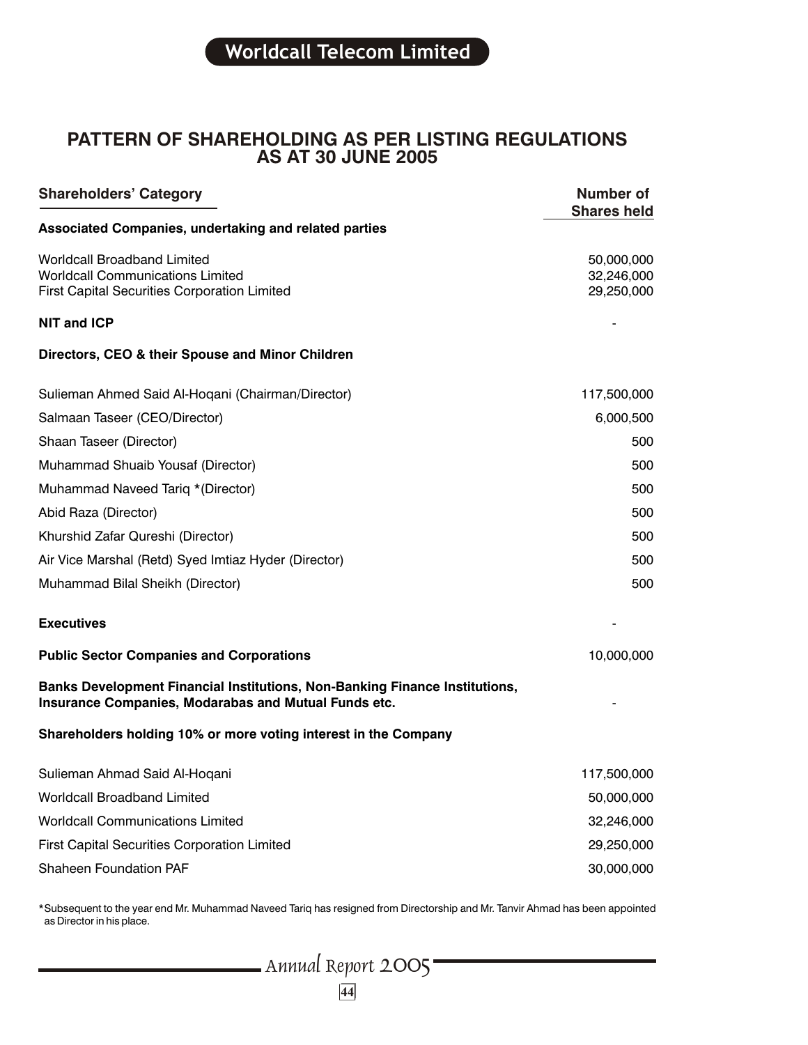# PATTERN OF SHAREHOLDING AS PER LISTING REGULATIONS AS AT 30 JUNE 2005

| Shareholders' Category | Number of Shares held |
|---|---|
| **Associated Companies, undertaking and related parties** | |
| Worldcall Broadband Limited | 50,000,000 |
| Worldcall Communications Limited | 32,246,000 |
| First Capital Securities Corporation Limited | 29,250,000 |
| **NIT and ICP** | - |
| **Directors, CEO & their Spouse and Minor Children** | |
| Sulieman Ahmed Said Al-Hoqani (Chairman/Director) | 117,500,000 |
| Salmaan Taseer (CEO/Director) | 6,000,500 |
| Shaan Taseer (Director) | 500 |
| Muhammad Shuaib Yousaf (Director) | 500 |
| Muhammad Naveed Tariq *(Director) | 500 |
| Abid Raza (Director) | 500 |
| Khurshid Zafar Qureshi (Director) | 500 |
| Air Vice Marshal (Retd) Syed Imtiaz Hyder (Director) | 500 |
| Muhammad Bilal Sheikh (Director) | 500 |
| **Executives** | - |
| **Public Sector Companies and Corporations** | 10,000,000 |
| **Banks Development Financial Institutions, Non-Banking Finance Institutions, Insurance Companies, Modarabas and Mutual Funds etc.** | - |
| **Shareholders holding 10% or more voting interest in the Company** | |
| Sulieman Ahmad Said Al-Hoqani | 117,500,000 |
| Worldcall Broadband Limited | 50,000,000 |
| Worldcall Communications Limited | 32,246,000 |
| First Capital Securities Corporation Limited | 29,250,000 |
| Shaheen Foundation PAF | 30,000,000 |

*Subsequent to the year end Mr. Muhammad Naveed Tariq has resigned from Directorship and Mr. Tanvir Ahmad has been appointed as Director in his place.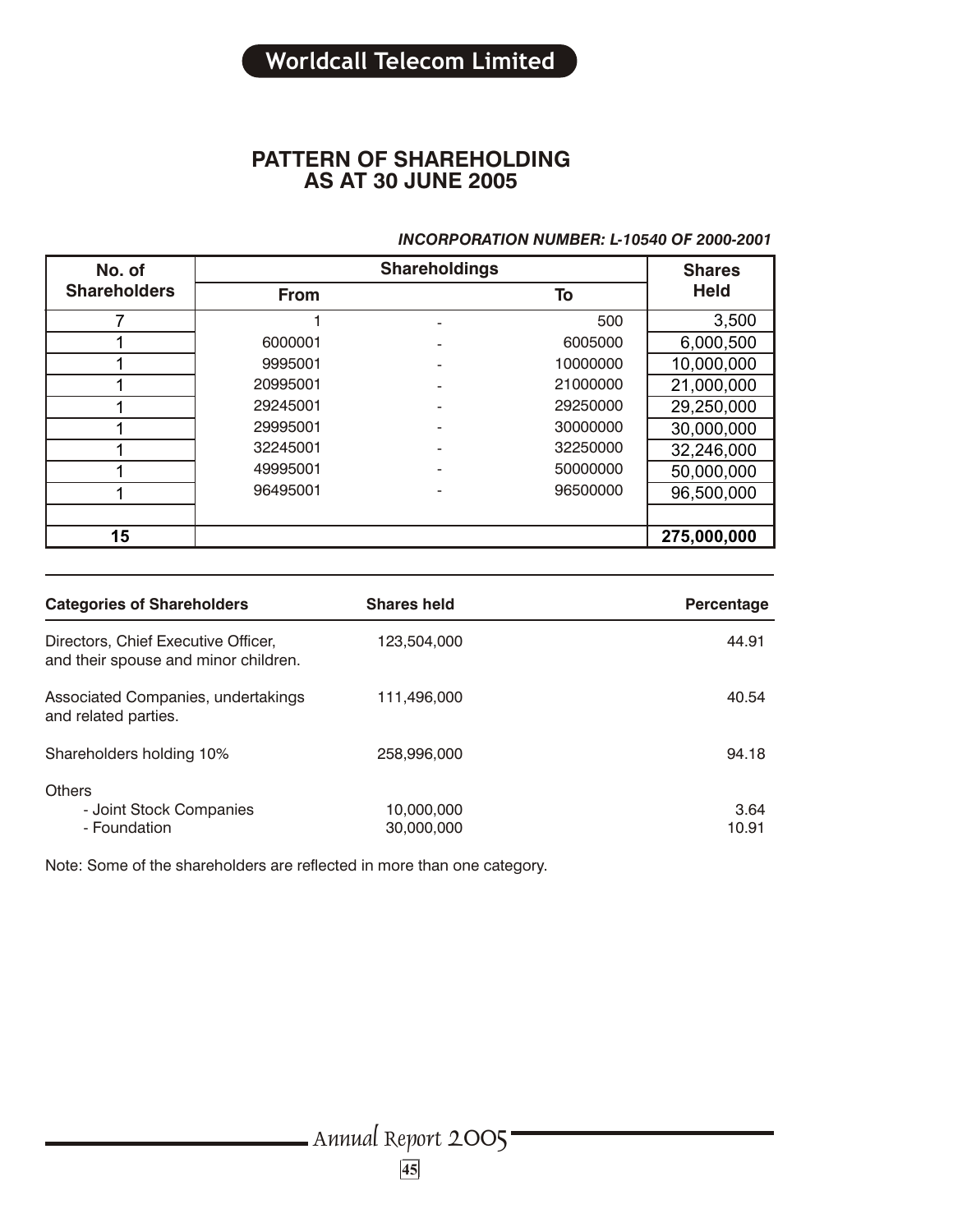# PATTERN OF SHAREHOLDING
## AS AT 30 JUNE 2005

***INCORPORATION NUMBER: L-10540 OF 2000-2001***

| No. of Shareholders | Shareholdings | | | Shares Held |
|---|---|---|---|---|
| | From | | To | |
| 7 | 1 | - | 500 | 3,500 |
| 1 | 6000001 | - | 6005000 | 6,000,500 |
| 1 | 9995001 | - | 10000000 | 10,000,000 |
| 1 | 20995001 | - | 21000000 | 21,000,000 |
| 1 | 29245001 | - | 29250000 | 29,250,000 |
| 1 | 29995001 | - | 30000000 | 30,000,000 |
| 1 | 32245001 | - | 32250000 | 32,246,000 |
| 1 | 49995001 | - | 50000000 | 50,000,000 |
| 1 | 96495001 | - | 96500000 | 96,500,000 |
| | | | | |
| **15** | | | | **275,000,000** |

| Categories of Shareholders | Shares held | Percentage |
|---|---|---|
| Directors, Chief Executive Officer, and their spouse and minor children. | 123,504,000 | 44.91 |
| Associated Companies, undertakings and related parties. | 111,496,000 | 40.54 |
| Shareholders holding 10% | 258,996,000 | 94.18 |
| Others | | |
| - Joint Stock Companies | 10,000,000 | 3.64 |
| - Foundation | 30,000,000 | 10.91 |

Note: Some of the shareholders are reflected in more than one category.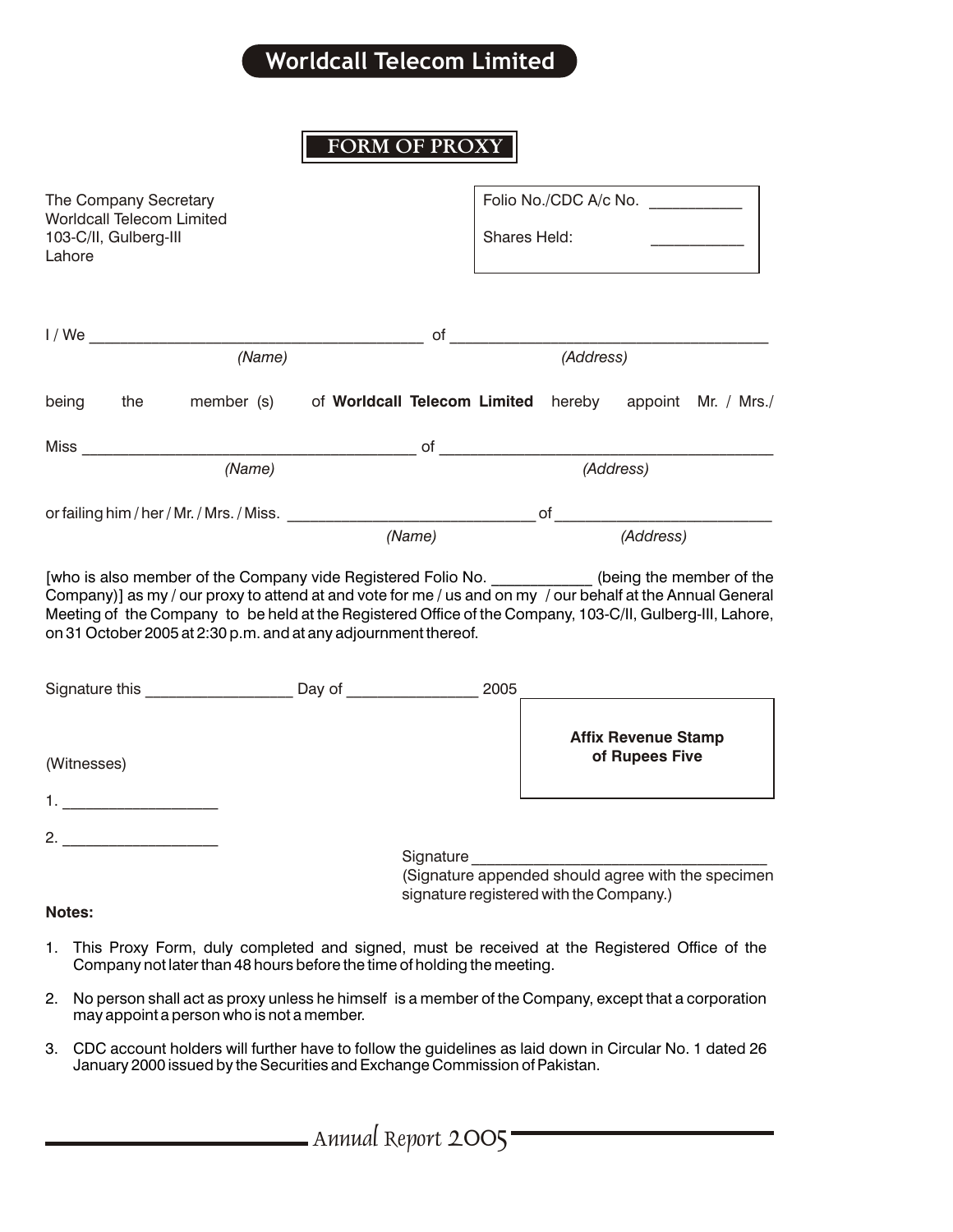# Worldcall Telecom Limited

## FORM OF PROXY

The Company Secretary
Worldcall Telecom Limited
103-C/II, Gulberg-III
Lahore

Folio No./CDC A/c No. __________

Shares Held: __________

I / We ______________________________________ of ____________________________________
*(Name)* *(Address)*

being the member (s) of **Worldcall Telecom Limited** hereby appoint Mr. / Mrs./

Miss ______________________________________ of ______________________________________
*(Name)* *(Address)*

or failing him / her / Mr. / Mrs. / Miss. ____________________________ of ________________________
*(Name)* *(Address)*

[who is also member of the Company vide Registered Folio No. ___________ (being the member of the Company)] as my / our proxy to attend at and vote for me / us and on my / our behalf at the Annual General Meeting of the Company to be held at the Registered Office of the Company, 103-C/II, Gulberg-III, Lahore, on 31 October 2005 at 2:30 p.m. and at any adjournment thereof.

Signature this ________________ Day of ______________ 2005

**Affix Revenue Stamp of Rupees Five**

(Witnesses)

1. _________________

2. _________________

Signature __________________________________
(Signature appended should agree with the specimen signature registered with the Company.)

**Notes:**

1. This Proxy Form, duly completed and signed, must be received at the Registered Office of the Company not later than 48 hours before the time of holding the meeting.
2. No person shall act as proxy unless he himself is a member of the Company, except that a corporation may appoint a person who is not a member.
3. CDC account holders will further have to follow the guidelines as laid down in Circular No. 1 dated 26 January 2000 issued by the Securities and Exchange Commission of Pakistan.